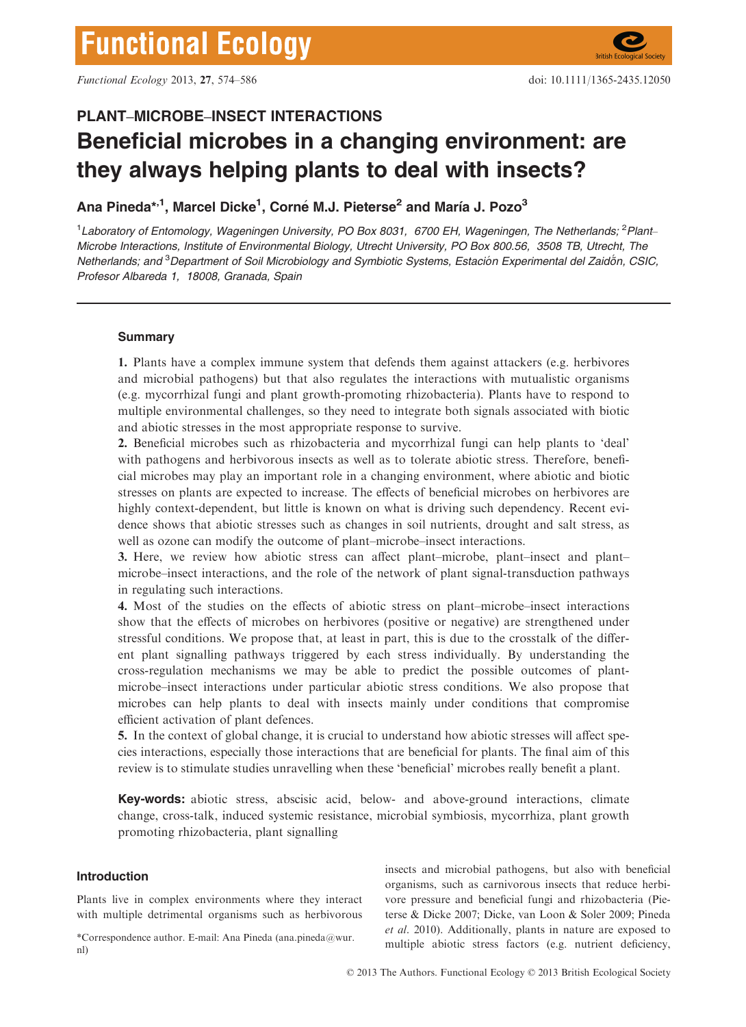PLANT–MICROBE–INSECT INTERACTIONS

# Beneficial microbes in a changing environment: are they always helping plants to deal with insects?

**Ana Pineda*[,1], Marcel Dicke[1], Corné M.J. Pieterse[2] and María J. Pozo[3]**

[1]*Laboratory of Entomology, Wageningen University, PO Box 8031, 6700 EH, Wageningen, The Netherlands;* [2]*Plant–Microbe Interactions, Institute of Environmental Biology, Utrecht University, PO Box 800.56, 3508 TB, Utrecht, The Netherlands; and* [3]*Department of Soil Microbiology and Symbiotic Systems, Estación Experimental del Zaidín, CSIC, Profesor Albareda 1, 18008, Granada, Spain*

## Summary

**1.** Plants have a complex immune system that defends them against attackers (e.g. herbivores and microbial pathogens) but that also regulates the interactions with mutualistic organisms (e.g. mycorrhizal fungi and plant growth-promoting rhizobacteria). Plants have to respond to multiple environmental challenges, so they need to integrate both signals associated with biotic and abiotic stresses in the most appropriate response to survive.

**2.** Beneficial microbes such as rhizobacteria and mycorrhizal fungi can help plants to 'deal' with pathogens and herbivorous insects as well as to tolerate abiotic stress. Therefore, beneficial microbes may play an important role in a changing environment, where abiotic and biotic stresses on plants are expected to increase. The effects of beneficial microbes on herbivores are highly context-dependent, but little is known on what is driving such dependency. Recent evidence shows that abiotic stresses such as changes in soil nutrients, drought and salt stress, as well as ozone can modify the outcome of plant–microbe–insect interactions.

**3.** Here, we review how abiotic stress can affect plant–microbe, plant–insect and plant–microbe–insect interactions, and the role of the network of plant signal-transduction pathways in regulating such interactions.

**4.** Most of the studies on the effects of abiotic stress on plant–microbe–insect interactions show that the effects of microbes on herbivores (positive or negative) are strengthened under stressful conditions. We propose that, at least in part, this is due to the crosstalk of the different plant signalling pathways triggered by each stress individually. By understanding the cross-regulation mechanisms we may be able to predict the possible outcomes of plant-microbe–insect interactions under particular abiotic stress conditions. We also propose that microbes can help plants to deal with insects mainly under conditions that compromise efficient activation of plant defences.

**5.** In the context of global change, it is crucial to understand how abiotic stresses will affect species interactions, especially those interactions that are beneficial for plants. The final aim of this review is to stimulate studies unravelling when these 'beneficial' microbes really benefit a plant.

**Key-words:** abiotic stress, abscisic acid, below- and above-ground interactions, climate change, cross-talk, induced systemic resistance, microbial symbiosis, mycorrhiza, plant growth promoting rhizobacteria, plant signalling

## Introduction

Plants live in complex environments where they interact with multiple detrimental organisms such as herbivorous insects and microbial pathogens, but also with beneficial organisms, such as carnivorous insects that reduce herbivore pressure and beneficial fungi and rhizobacteria (Pieterse & Dicke 2007; Dicke, van Loon & Soler 2009; Pineda *et al.* 2010). Additionally, plants in nature are exposed to multiple abiotic stress factors (e.g. nutrient deficiency,

*Correspondence author. E-mail: Ana Pineda (ana.pineda@wur.nl)

© 2013 The Authors. Functional Ecology © 2013 British Ecological Society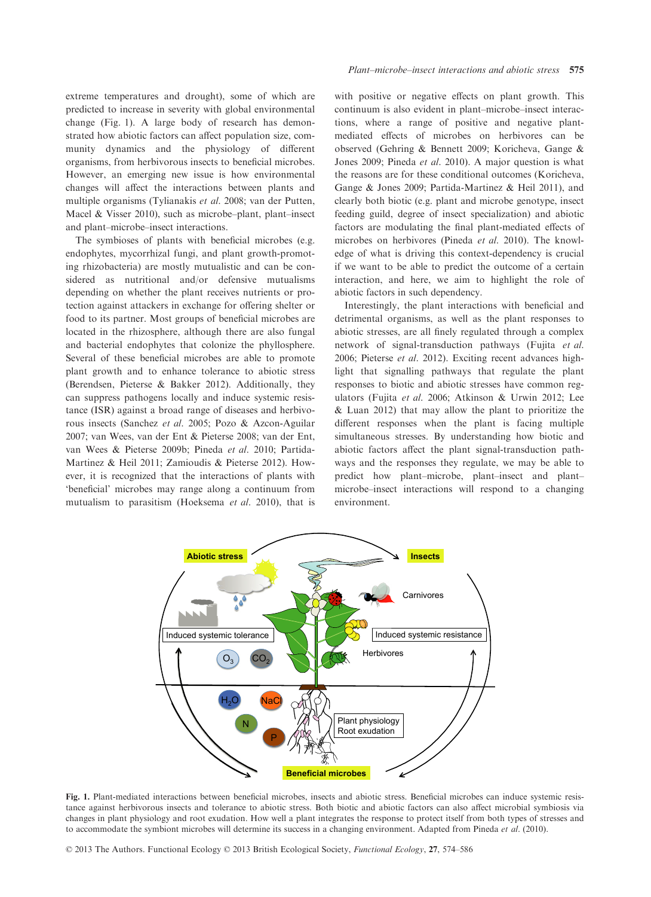extreme temperatures and drought), some of which are predicted to increase in severity with global environmental change (Fig. 1). A large body of research has demonstrated how abiotic factors can affect population size, community dynamics and the physiology of different organisms, from herbivorous insects to beneficial microbes. However, an emerging new issue is how environmental changes will affect the interactions between plants and multiple organisms (Tylianakis *et al.* 2008; van der Putten, Macel & Visser 2010), such as microbe–plant, plant–insect and plant–microbe–insect interactions.

The symbioses of plants with beneficial microbes (e.g. endophytes, mycorrhizal fungi, and plant growth-promoting rhizobacteria) are mostly mutualistic and can be considered as nutritional and/or defensive mutualisms depending on whether the plant receives nutrients or protection against attackers in exchange for offering shelter or food to its partner. Most groups of beneficial microbes are located in the rhizosphere, although there are also fungal and bacterial endophytes that colonize the phyllosphere. Several of these beneficial microbes are able to promote plant growth and to enhance tolerance to abiotic stress (Berendsen, Pieterse & Bakker 2012). Additionally, they can suppress pathogens locally and induce systemic resistance (ISR) against a broad range of diseases and herbivorous insects (Sanchez *et al.* 2005; Pozo & Azcon-Aguilar 2007; van Wees, van der Ent & Pieterse 2008; van der Ent, van Wees & Pieterse 2009b; Pineda *et al.* 2010; Partida-Martinez & Heil 2011; Zamioudis & Pieterse 2012). However, it is recognized that the interactions of plants with 'beneficial' microbes may range along a continuum from mutualism to parasitism (Hoeksema *et al.* 2010), that is with positive or negative effects on plant growth. This continuum is also evident in plant–microbe–insect interactions, where a range of positive and negative plant-mediated effects of microbes on herbivores can be observed (Gehring & Bennett 2009; Koricheva, Gange & Jones 2009; Pineda *et al.* 2010). A major question is what the reasons are for these conditional outcomes (Koricheva, Gange & Jones 2009; Partida-Martinez & Heil 2011), and clearly both biotic (e.g. plant and microbe genotype, insect feeding guild, degree of insect specialization) and abiotic factors are modulating the final plant-mediated effects of microbes on herbivores (Pineda *et al.* 2010). The knowledge of what is driving this context-dependency is crucial if we want to be able to predict the outcome of a certain interaction, and here, we aim to highlight the role of abiotic factors in such dependency.

Interestingly, the plant interactions with beneficial and detrimental organisms, as well as the plant responses to abiotic stresses, are all finely regulated through a complex network of signal-transduction pathways (Fujita *et al.* 2006; Pieterse *et al.* 2012). Exciting recent advances highlight that signalling pathways that regulate the plant responses to biotic and abiotic stresses have common regulators (Fujita *et al.* 2006; Atkinson & Urwin 2012; Lee & Luan 2012) that may allow the plant to prioritize the different responses when the plant is facing multiple simultaneous stresses. By understanding how biotic and abiotic factors affect the plant signal-transduction pathways and the responses they regulate, we may be able to predict how plant–microbe, plant–insect and plant–microbe–insect interactions will respond to a changing environment.

**Fig. 1.** Plant-mediated interactions between beneficial microbes, insects and abiotic stress. Beneficial microbes can induce systemic resistance against herbivorous insects and tolerance to abiotic stress. Both biotic and abiotic factors can also affect microbial symbiosis via changes in plant physiology and root exudation. How well a plant integrates the response to protect itself from both types of stresses and to accommodate the symbiont microbes will determine its success in a changing environment. Adapted from Pineda *et al.* (2010).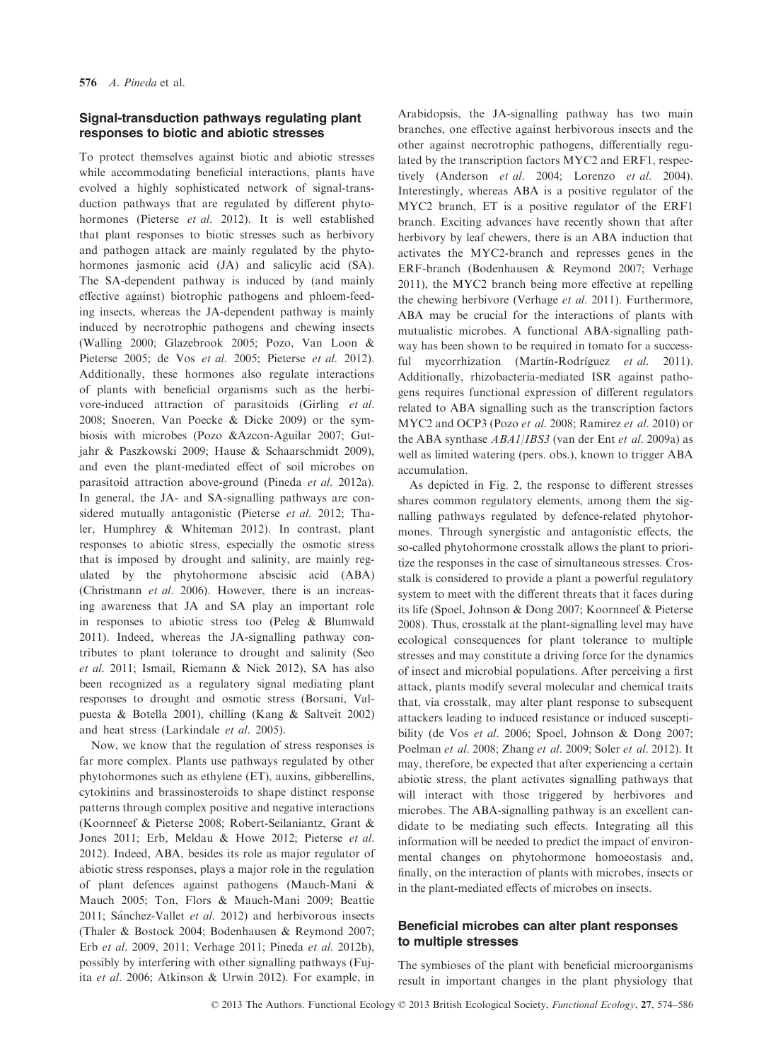## Signal-transduction pathways regulating plant responses to biotic and abiotic stresses

To protect themselves against biotic and abiotic stresses while accommodating beneficial interactions, plants have evolved a highly sophisticated network of signal-transduction pathways that are regulated by different phytohormones (Pieterse *et al.* 2012). It is well established that plant responses to biotic stresses such as herbivory and pathogen attack are mainly regulated by the phytohormones jasmonic acid (JA) and salicylic acid (SA). The SA-dependent pathway is induced by (and mainly effective against) biotrophic pathogens and phloem-feeding insects, whereas the JA-dependent pathway is mainly induced by necrotrophic pathogens and chewing insects (Walling 2000; Glazebrook 2005; Pozo, Van Loon & Pieterse 2005; de Vos *et al.* 2005; Pieterse *et al.* 2012). Additionally, these hormones also regulate interactions of plants with beneficial organisms such as the herbivore-induced attraction of parasitoids (Girling *et al.* 2008; Snoeren, Van Poecke & Dicke 2009) or the symbiosis with microbes (Pozo &Azcon-Aguilar 2007; Gutjahr & Paszkowski 2009; Hause & Schaarschmidt 2009), and even the plant-mediated effect of soil microbes on parasitoid attraction above-ground (Pineda *et al.* 2012a). In general, the JA- and SA-signalling pathways are considered mutually antagonistic (Pieterse *et al.* 2012; Thaler, Humphrey & Whiteman 2012). In contrast, plant responses to abiotic stress, especially the osmotic stress that is imposed by drought and salinity, are mainly regulated by the phytohormone abscisic acid (ABA) (Christmann *et al.* 2006). However, there is an increasing awareness that JA and SA play an important role in responses to abiotic stress too (Peleg & Blumwald 2011). Indeed, whereas the JA-signalling pathway contributes to plant tolerance to drought and salinity (Seo *et al.* 2011; Ismail, Riemann & Nick 2012), SA has also been recognized as a regulatory signal mediating plant responses to drought and osmotic stress (Borsani, Valpuesta & Botella 2001), chilling (Kang & Saltveit 2002) and heat stress (Larkindale *et al.* 2005).

Now, we know that the regulation of stress responses is far more complex. Plants use pathways regulated by other phytohormones such as ethylene (ET), auxins, gibberellins, cytokinins and brassinosteroids to shape distinct response patterns through complex positive and negative interactions (Koornneef & Pieterse 2008; Robert-Seilaniantz, Grant & Jones 2011; Erb, Meldau & Howe 2012; Pieterse *et al.* 2012). Indeed, ABA, besides its role as major regulator of abiotic stress responses, plays a major role in the regulation of plant defences against pathogens (Mauch-Mani & Mauch 2005; Ton, Flors & Mauch-Mani 2009; Beattie 2011; Sánchez-Vallet *et al.* 2012) and herbivorous insects (Thaler & Bostock 2004; Bodenhausen & Reymond 2007; Erb *et al.* 2009, 2011; Verhage 2011; Pineda *et al.* 2012b), possibly by interfering with other signalling pathways (Fujita *et al.* 2006; Atkinson & Urwin 2012). For example, in Arabidopsis, the JA-signalling pathway has two main branches, one effective against herbivorous insects and the other against necrotrophic pathogens, differentially regulated by the transcription factors MYC2 and ERF1, respectively (Anderson *et al.* 2004; Lorenzo *et al.* 2004). Interestingly, whereas ABA is a positive regulator of the MYC2 branch, ET is a positive regulator of the ERF1 branch. Exciting advances have recently shown that after herbivory by leaf chewers, there is an ABA induction that activates the MYC2-branch and represses genes in the ERF-branch (Bodenhausen & Reymond 2007; Verhage 2011), the MYC2 branch being more effective at repelling the chewing herbivore (Verhage *et al.* 2011). Furthermore, ABA may be crucial for the interactions of plants with mutualistic microbes. A functional ABA-signalling pathway has been shown to be required in tomato for a successful mycorrhization (Martín-Rodríguez *et al.* 2011). Additionally, rhizobacteria-mediated ISR against pathogens requires functional expression of different regulators related to ABA signalling such as the transcription factors MYC2 and OCP3 (Pozo *et al.* 2008; Ramirez *et al.* 2010) or the ABA synthase *ABA1/IBS3* (van der Ent *et al.* 2009a) as well as limited watering (pers. obs.), known to trigger ABA accumulation.

As depicted in Fig. 2, the response to different stresses shares common regulatory elements, among them the signalling pathways regulated by defence-related phytohormones. Through synergistic and antagonistic effects, the so-called phytohormone crosstalk allows the plant to prioritize the responses in the case of simultaneous stresses. Crosstalk is considered to provide a plant a powerful regulatory system to meet with the different threats that it faces during its life (Spoel, Johnson & Dong 2007; Koornneef & Pieterse 2008). Thus, crosstalk at the plant-signalling level may have ecological consequences for plant tolerance to multiple stresses and may constitute a driving force for the dynamics of insect and microbial populations. After perceiving a first attack, plants modify several molecular and chemical traits that, via crosstalk, may alter plant response to subsequent attackers leading to induced resistance or induced susceptibility (de Vos *et al.* 2006; Spoel, Johnson & Dong 2007; Poelman *et al.* 2008; Zhang *et al.* 2009; Soler *et al.* 2012). It may, therefore, be expected that after experiencing a certain abiotic stress, the plant activates signalling pathways that will interact with those triggered by herbivores and microbes. The ABA-signalling pathway is an excellent candidate to be mediating such effects. Integrating all this information will be needed to predict the impact of environmental changes on phytohormone homoeostasis and, finally, on the interaction of plants with microbes, insects or in the plant-mediated effects of microbes on insects.

## Beneficial microbes can alter plant responses to multiple stresses

The symbioses of the plant with beneficial microorganisms result in important changes in the plant physiology that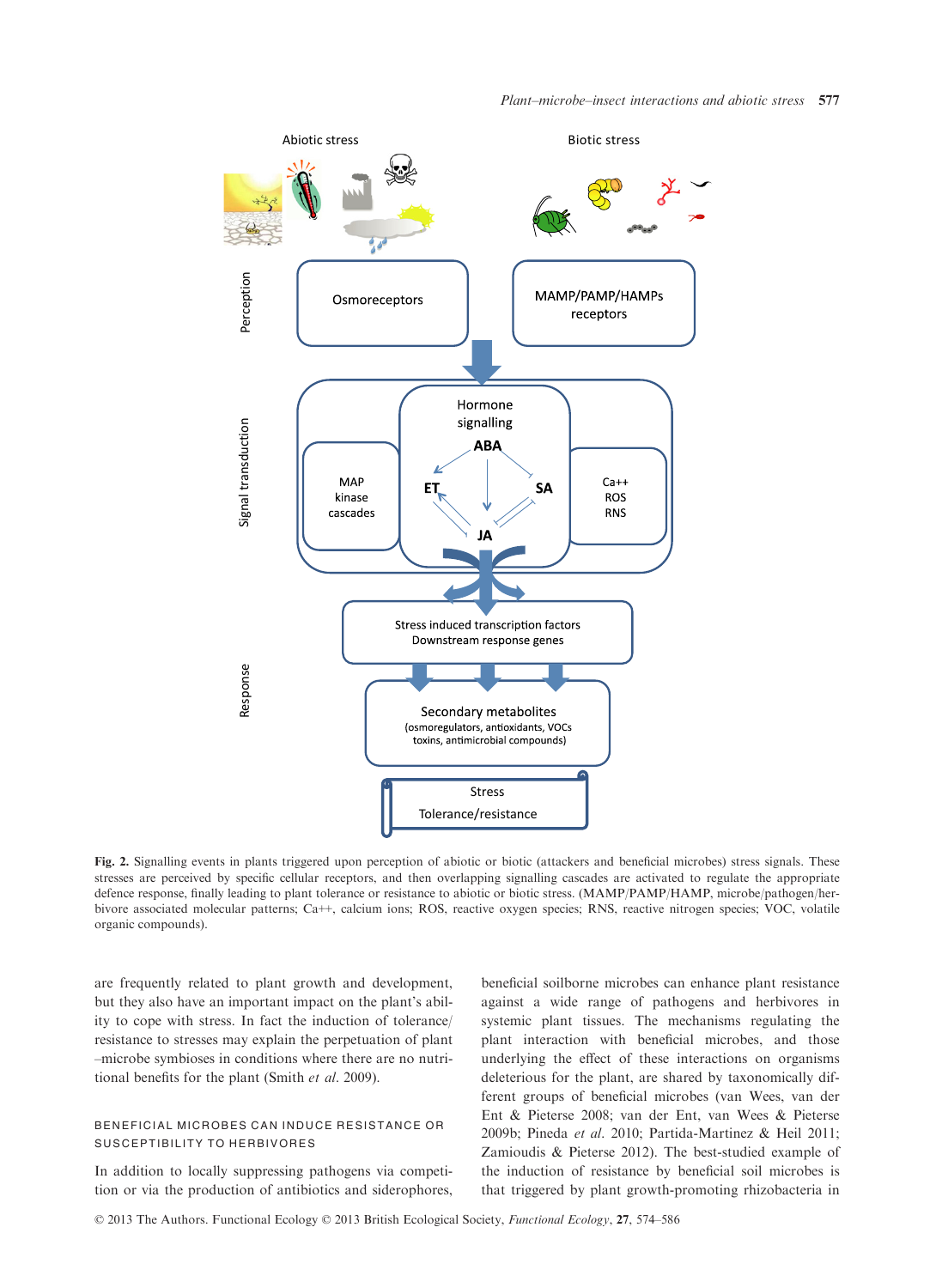**Fig. 2.** Signalling events in plants triggered upon perception of abiotic or biotic (attackers and beneficial microbes) stress signals. These stresses are perceived by specific cellular receptors, and then overlapping signalling cascades are activated to regulate the appropriate defence response, finally leading to plant tolerance or resistance to abiotic or biotic stress. (MAMP/PAMP/HAMP, microbe/pathogen/herbivore associated molecular patterns; Ca++, calcium ions; ROS, reactive oxygen species; RNS, reactive nitrogen species; VOC, volatile organic compounds).

are frequently related to plant growth and development, but they also have an important impact on the plant's ability to cope with stress. In fact the induction of tolerance/resistance to stresses may explain the perpetuation of plant–microbe symbioses in conditions where there are no nutritional benefits for the plant (Smith *et al*. 2009).

## BENEFICIAL MICROBES CAN INDUCE RESISTANCE OR SUSCEPTIBILITY TO HERBIVORES

In addition to locally suppressing pathogens via competition or via the production of antibiotics and siderophores, beneficial soilborne microbes can enhance plant resistance against a wide range of pathogens and herbivores in systemic plant tissues. The mechanisms regulating the plant interaction with beneficial microbes, and those underlying the effect of these interactions on organisms deleterious for the plant, are shared by taxonomically different groups of beneficial microbes (van Wees, van der Ent & Pieterse 2008; van der Ent, van Wees & Pieterse 2009b; Pineda *et al*. 2010; Partida-Martinez & Heil 2011; Zamioudis & Pieterse 2012). The best-studied example of the induction of resistance by beneficial soil microbes is that triggered by plant growth-promoting rhizobacteria in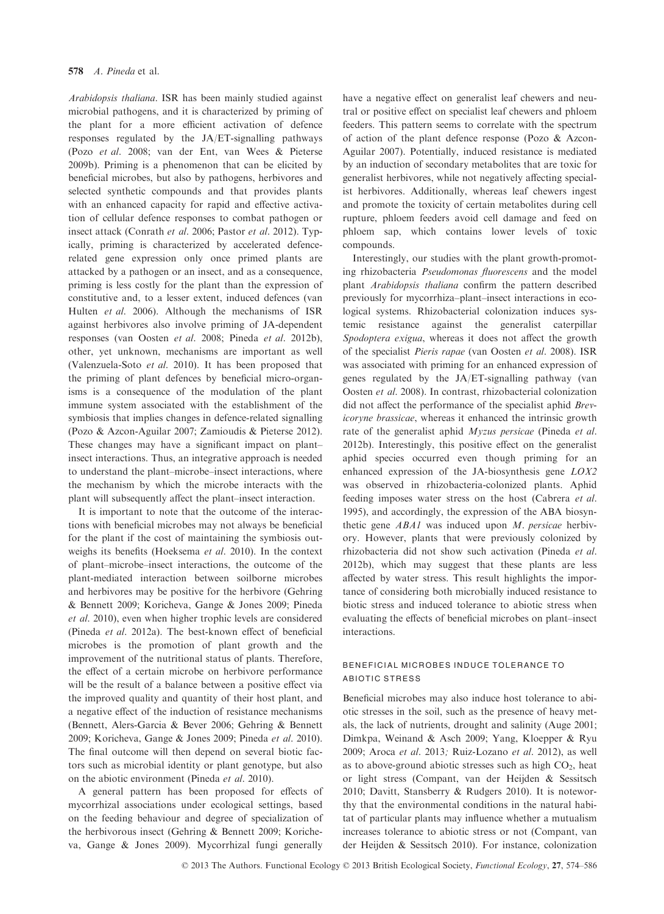*Arabidopsis thaliana*. ISR has been mainly studied against microbial pathogens, and it is characterized by priming of the plant for a more efficient activation of defence responses regulated by the JA/ET-signalling pathways (Pozo *et al*. 2008; van der Ent, van Wees & Pieterse 2009b). Priming is a phenomenon that can be elicited by beneficial microbes, but also by pathogens, herbivores and selected synthetic compounds and that provides plants with an enhanced capacity for rapid and effective activation of cellular defence responses to combat pathogen or insect attack (Conrath *et al*. 2006; Pastor *et al*. 2012). Typically, priming is characterized by accelerated defence-related gene expression only once primed plants are attacked by a pathogen or an insect, and as a consequence, priming is less costly for the plant than the expression of constitutive and, to a lesser extent, induced defences (van Hulten *et al*. 2006). Although the mechanisms of ISR against herbivores also involve priming of JA-dependent responses (van Oosten *et al*. 2008; Pineda *et al*. 2012b), other, yet unknown, mechanisms are important as well (Valenzuela-Soto *et al*. 2010). It has been proposed that the priming of plant defences by beneficial micro-organisms is a consequence of the modulation of the plant immune system associated with the establishment of the symbiosis that implies changes in defence-related signalling (Pozo & Azcon-Aguilar 2007; Zamioudis & Pieterse 2012). These changes may have a significant impact on plant–insect interactions. Thus, an integrative approach is needed to understand the plant–microbe–insect interactions, where the mechanism by which the microbe interacts with the plant will subsequently affect the plant–insect interaction.

It is important to note that the outcome of the interactions with beneficial microbes may not always be beneficial for the plant if the cost of maintaining the symbiosis outweighs its benefits (Hoeksema *et al*. 2010). In the context of plant–microbe–insect interactions, the outcome of the plant-mediated interaction between soilborne microbes and herbivores may be positive for the herbivore (Gehring & Bennett 2009; Koricheva, Gange & Jones 2009; Pineda *et al*. 2010), even when higher trophic levels are considered (Pineda *et al*. 2012a). The best-known effect of beneficial microbes is the promotion of plant growth and the improvement of the nutritional status of plants. Therefore, the effect of a certain microbe on herbivore performance will be the result of a balance between a positive effect via the improved quality and quantity of their host plant, and a negative effect of the induction of resistance mechanisms (Bennett, Alers-Garcia & Bever 2006; Gehring & Bennett 2009; Koricheva, Gange & Jones 2009; Pineda *et al*. 2010). The final outcome will then depend on several biotic factors such as microbial identity or plant genotype, but also on the abiotic environment (Pineda *et al*. 2010).

A general pattern has been proposed for effects of mycorrhizal associations under ecological settings, based on the feeding behaviour and degree of specialization of the herbivorous insect (Gehring & Bennett 2009; Koricheva, Gange & Jones 2009). Mycorrhizal fungi generally have a negative effect on generalist leaf chewers and neutral or positive effect on specialist leaf chewers and phloem feeders. This pattern seems to correlate with the spectrum of action of the plant defence response (Pozo & Azcon-Aguilar 2007). Potentially, induced resistance is mediated by an induction of secondary metabolites that are toxic for generalist herbivores, while not negatively affecting specialist herbivores. Additionally, whereas leaf chewers ingest and promote the toxicity of certain metabolites during cell rupture, phloem feeders avoid cell damage and feed on phloem sap, which contains lower levels of toxic compounds.

Interestingly, our studies with the plant growth-promoting rhizobacteria *Pseudomonas fluorescens* and the model plant *Arabidopsis thaliana* confirm the pattern described previously for mycorrhiza–plant–insect interactions in ecological systems. Rhizobacterial colonization induces systemic resistance against the generalist caterpillar *Spodoptera exigua*, whereas it does not affect the growth of the specialist *Pieris rapae* (van Oosten *et al*. 2008). ISR was associated with priming for an enhanced expression of genes regulated by the JA/ET-signalling pathway (van Oosten *et al*. 2008). In contrast, rhizobacterial colonization did not affect the performance of the specialist aphid *Brevicoryne brassicae*, whereas it enhanced the intrinsic growth rate of the generalist aphid *Myzus persicae* (Pineda *et al*. 2012b). Interestingly, this positive effect on the generalist aphid species occurred even though priming for an enhanced expression of the JA-biosynthesis gene *LOX2* was observed in rhizobacteria-colonized plants. Aphid feeding imposes water stress on the host (Cabrera *et al*. 1995), and accordingly, the expression of the ABA biosynthetic gene *ABA1* was induced upon *M. persicae* herbivory. However, plants that were previously colonized by rhizobacteria did not show such activation (Pineda *et al*. 2012b), which may suggest that these plants are less affected by water stress. This result highlights the importance of considering both microbially induced resistance to biotic stress and induced tolerance to abiotic stress when evaluating the effects of beneficial microbes on plant–insect interactions.

## BENEFICIAL MICROBES INDUCE TOLERANCE TO ABIOTIC STRESS

Beneficial microbes may also induce host tolerance to abiotic stresses in the soil, such as the presence of heavy metals, the lack of nutrients, drought and salinity (Auge 2001; Dimkpa, Weinand & Asch 2009; Yang, Kloepper & Ryu 2009; Aroca *et al*. 2013; Ruiz-Lozano *et al*. 2012), as well as to above-ground abiotic stresses such as high $CO_2$, heat or light stress (Compant, van der Heijden & Sessitsch 2010; Davitt, Stansberry & Rudgers 2010). It is noteworthy that the environmental conditions in the natural habitat of particular plants may influence whether a mutualism increases tolerance to abiotic stress or not (Compant, van der Heijden & Sessitsch 2010). For instance, colonization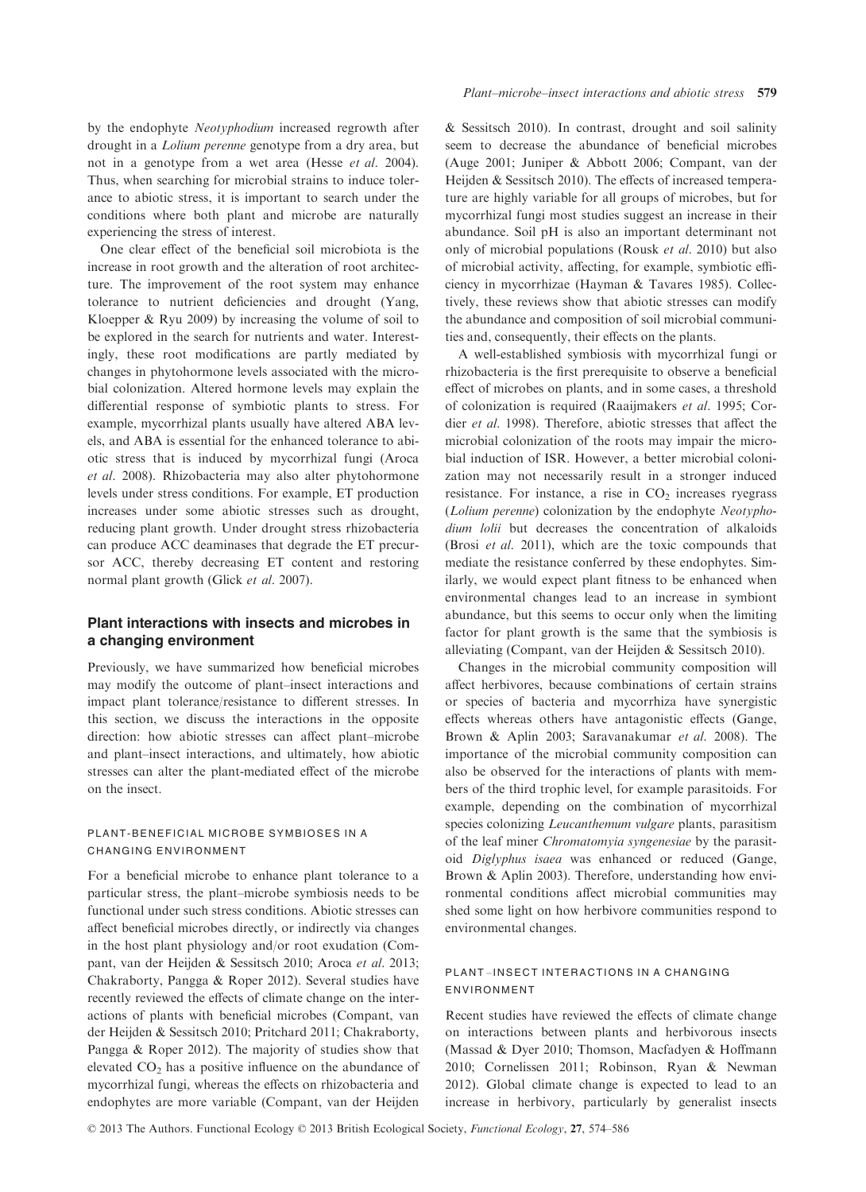by the endophyte *Neotyphodium* increased regrowth after drought in a *Lolium perenne* genotype from a dry area, but not in a genotype from a wet area (Hesse *et al*. 2004). Thus, when searching for microbial strains to induce tolerance to abiotic stress, it is important to search under the conditions where both plant and microbe are naturally experiencing the stress of interest.

One clear effect of the beneficial soil microbiota is the increase in root growth and the alteration of root architecture. The improvement of the root system may enhance tolerance to nutrient deficiencies and drought (Yang, Kloepper & Ryu 2009) by increasing the volume of soil to be explored in the search for nutrients and water. Interestingly, these root modifications are partly mediated by changes in phytohormone levels associated with the microbial colonization. Altered hormone levels may explain the differential response of symbiotic plants to stress. For example, mycorrhizal plants usually have altered ABA levels, and ABA is essential for the enhanced tolerance to abiotic stress that is induced by mycorrhizal fungi (Aroca *et al*. 2008). Rhizobacteria may also alter phytohormone levels under stress conditions. For example, ET production increases under some abiotic stresses such as drought, reducing plant growth. Under drought stress rhizobacteria can produce ACC deaminases that degrade the ET precursor ACC, thereby decreasing ET content and restoring normal plant growth (Glick *et al*. 2007).

## Plant interactions with insects and microbes in a changing environment

Previously, we have summarized how beneficial microbes may modify the outcome of plant–insect interactions and impact plant tolerance/resistance to different stresses. In this section, we discuss the interactions in the opposite direction: how abiotic stresses can affect plant–microbe and plant–insect interactions, and ultimately, how abiotic stresses can alter the plant-mediated effect of the microbe on the insect.

### PLANT-BENEFICIAL MICROBE SYMBIOSES IN A CHANGING ENVIRONMENT

For a beneficial microbe to enhance plant tolerance to a particular stress, the plant–microbe symbiosis needs to be functional under such stress conditions. Abiotic stresses can affect beneficial microbes directly, or indirectly via changes in the host plant physiology and/or root exudation (Compant, van der Heijden & Sessitsch 2010; Aroca *et al*. 2013; Chakraborty, Pangga & Roper 2012). Several studies have recently reviewed the effects of climate change on the interactions of plants with beneficial microbes (Compant, van der Heijden & Sessitsch 2010; Pritchard 2011; Chakraborty, Pangga & Roper 2012). The majority of studies show that elevated $CO_2$ has a positive influence on the abundance of mycorrhizal fungi, whereas the effects on rhizobacteria and endophytes are more variable (Compant, van der Heijden & Sessitsch 2010). In contrast, drought and soil salinity seem to decrease the abundance of beneficial microbes (Auge 2001; Juniper & Abbott 2006; Compant, van der Heijden & Sessitsch 2010). The effects of increased temperature are highly variable for all groups of microbes, but for mycorrhizal fungi most studies suggest an increase in their abundance. Soil pH is also an important determinant not only of microbial populations (Rousk *et al*. 2010) but also of microbial activity, affecting, for example, symbiotic efficiency in mycorrhizae (Hayman & Tavares 1985). Collectively, these reviews show that abiotic stresses can modify the abundance and composition of soil microbial communities and, consequently, their effects on the plants.

A well-established symbiosis with mycorrhizal fungi or rhizobacteria is the first prerequisite to observe a beneficial effect of microbes on plants, and in some cases, a threshold of colonization is required (Raaijmakers *et al*. 1995; Cordier *et al*. 1998). Therefore, abiotic stresses that affect the microbial colonization of the roots may impair the microbial induction of ISR. However, a better microbial colonization may not necessarily result in a stronger induced resistance. For instance, a rise in $CO_2$ increases ryegrass (*Lolium perenne*) colonization by the endophyte *Neotyphodium lolii* but decreases the concentration of alkaloids (Brosi *et al*. 2011), which are the toxic compounds that mediate the resistance conferred by these endophytes. Similarly, we would expect plant fitness to be enhanced when environmental changes lead to an increase in symbiont abundance, but this seems to occur only when the limiting factor for plant growth is the same that the symbiosis is alleviating (Compant, van der Heijden & Sessitsch 2010).

Changes in the microbial community composition will affect herbivores, because combinations of certain strains or species of bacteria and mycorrhiza have synergistic effects whereas others have antagonistic effects (Gange, Brown & Aplin 2003; Saravanakumar *et al*. 2008). The importance of the microbial community composition can also be observed for the interactions of plants with members of the third trophic level, for example parasitoids. For example, depending on the combination of mycorrhizal species colonizing *Leucanthemum vulgare* plants, parasitism of the leaf miner *Chromatomyia syngenesiae* by the parasitoid *Diglyphus isaea* was enhanced or reduced (Gange, Brown & Aplin 2003). Therefore, understanding how environmental conditions affect microbial communities may shed some light on how herbivore communities respond to environmental changes.

### PLANT–INSECT INTERACTIONS IN A CHANGING ENVIRONMENT

Recent studies have reviewed the effects of climate change on interactions between plants and herbivorous insects (Massad & Dyer 2010; Thomson, Macfadyen & Hoffmann 2010; Cornelissen 2011; Robinson, Ryan & Newman 2012). Global climate change is expected to lead to an increase in herbivory, particularly by generalist insects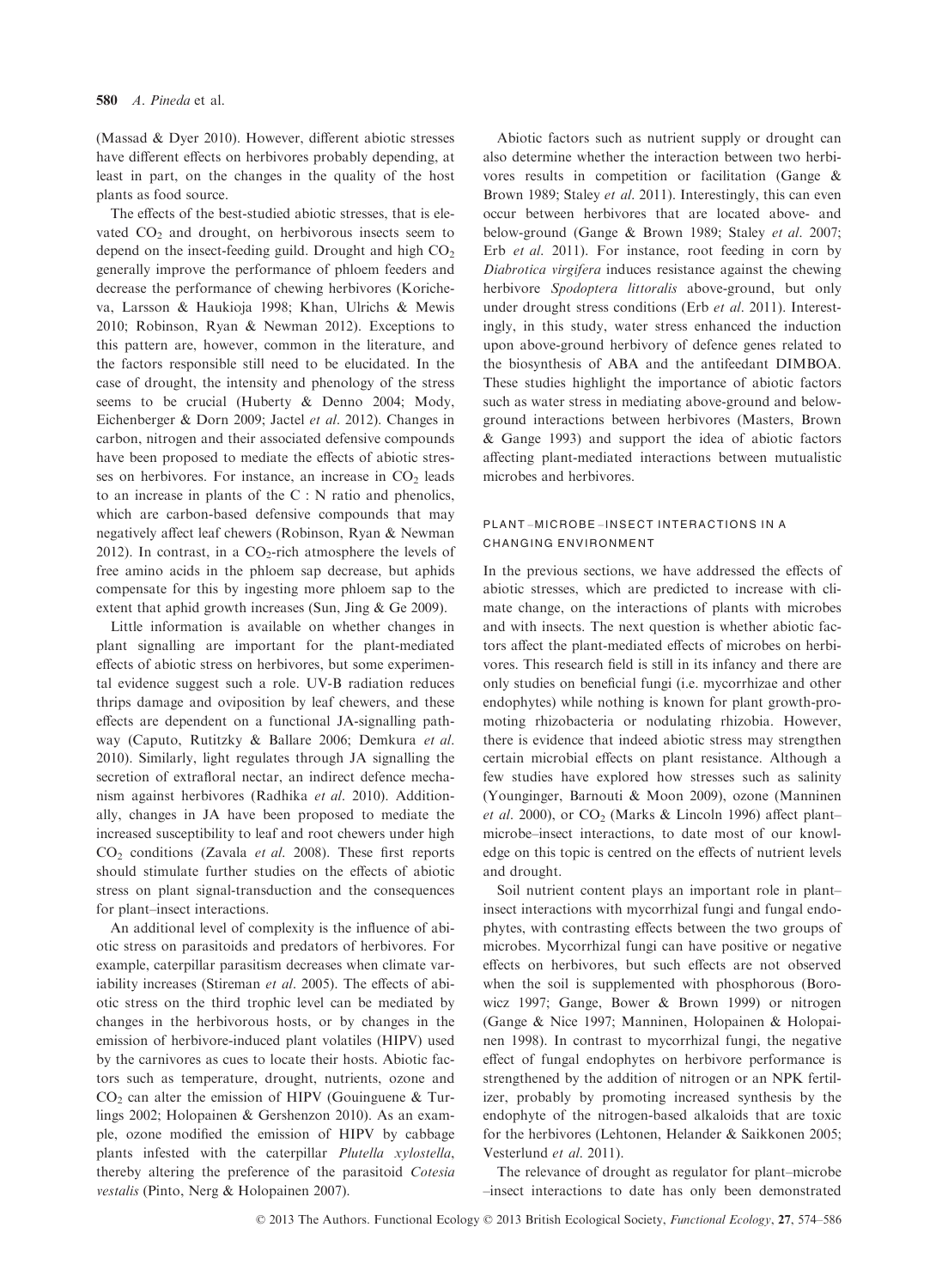(Massad & Dyer 2010). However, different abiotic stresses have different effects on herbivores probably depending, at least in part, on the changes in the quality of the host plants as food source.

The effects of the best-studied abiotic stresses, that is elevated $CO_2$ and drought, on herbivorous insects seem to depend on the insect-feeding guild. Drought and high $CO_2$ generally improve the performance of phloem feeders and decrease the performance of chewing herbivores (Koricheva, Larsson & Haukioja 1998; Khan, Ulrichs & Mewis 2010; Robinson, Ryan & Newman 2012). Exceptions to this pattern are, however, common in the literature, and the factors responsible still need to be elucidated. In the case of drought, the intensity and phenology of the stress seems to be crucial (Huberty & Denno 2004; Mody, Eichenberger & Dorn 2009; Jactel *et al*. 2012). Changes in carbon, nitrogen and their associated defensive compounds have been proposed to mediate the effects of abiotic stresses on herbivores. For instance, an increase in $CO_2$ leads to an increase in plants of the C : N ratio and phenolics, which are carbon-based defensive compounds that may negatively affect leaf chewers (Robinson, Ryan & Newman 2012). In contrast, in a $CO_2$-rich atmosphere the levels of free amino acids in the phloem sap decrease, but aphids compensate for this by ingesting more phloem sap to the extent that aphid growth increases (Sun, Jing & Ge 2009).

Little information is available on whether changes in plant signalling are important for the plant-mediated effects of abiotic stress on herbivores, but some experimental evidence suggest such a role. UV-B radiation reduces thrips damage and oviposition by leaf chewers, and these effects are dependent on a functional JA-signalling pathway (Caputo, Rutitzky & Ballare 2006; Demkura *et al*. 2010). Similarly, light regulates through JA signalling the secretion of extrafloral nectar, an indirect defence mechanism against herbivores (Radhika *et al*. 2010). Additionally, changes in JA have been proposed to mediate the increased susceptibility to leaf and root chewers under high $CO_2$ conditions (Zavala *et al*. 2008). These first reports should stimulate further studies on the effects of abiotic stress on plant signal-transduction and the consequences for plant–insect interactions.

An additional level of complexity is the influence of abiotic stress on parasitoids and predators of herbivores. For example, caterpillar parasitism decreases when climate variability increases (Stireman *et al*. 2005). The effects of abiotic stress on the third trophic level can be mediated by changes in the herbivorous hosts, or by changes in the emission of herbivore-induced plant volatiles (HIPV) used by the carnivores as cues to locate their hosts. Abiotic factors such as temperature, drought, nutrients, ozone and $CO_2$ can alter the emission of HIPV (Gouinguene & Turlings 2002; Holopainen & Gershenzon 2010). As an example, ozone modified the emission of HIPV by cabbage plants infested with the caterpillar *Plutella xylostella*, thereby altering the preference of the parasitoid *Cotesia vestalis* (Pinto, Nerg & Holopainen 2007).

Abiotic factors such as nutrient supply or drought can also determine whether the interaction between two herbivores results in competition or facilitation (Gange & Brown 1989; Staley *et al*. 2011). Interestingly, this can even occur between herbivores that are located above- and below-ground (Gange & Brown 1989; Staley *et al*. 2007; Erb *et al*. 2011). For instance, root feeding in corn by *Diabrotica virgifera* induces resistance against the chewing herbivore *Spodoptera littoralis* above-ground, but only under drought stress conditions (Erb *et al*. 2011). Interestingly, in this study, water stress enhanced the induction upon above-ground herbivory of defence genes related to the biosynthesis of ABA and the antifeedant DIMBOA. These studies highlight the importance of abiotic factors such as water stress in mediating above-ground and below-ground interactions between herbivores (Masters, Brown & Gange 1993) and support the idea of abiotic factors affecting plant-mediated interactions between mutualistic microbes and herbivores.

## PLANT–MICROBE–INSECT INTERACTIONS IN A CHANGING ENVIRONMENT

In the previous sections, we have addressed the effects of abiotic stresses, which are predicted to increase with climate change, on the interactions of plants with microbes and with insects. The next question is whether abiotic factors affect the plant-mediated effects of microbes on herbivores. This research field is still in its infancy and there are only studies on beneficial fungi (i.e. mycorrhizae and other endophytes) while nothing is known for plant growth-promoting rhizobacteria or nodulating rhizobia. However, there is evidence that indeed abiotic stress may strengthen certain microbial effects on plant resistance. Although a few studies have explored how stresses such as salinity (Younginger, Barnouti & Moon 2009), ozone (Manninen *et al*. 2000), or $CO_2$ (Marks & Lincoln 1996) affect plant–microbe–insect interactions, to date most of our knowledge on this topic is centred on the effects of nutrient levels and drought.

Soil nutrient content plays an important role in plant–insect interactions with mycorrhizal fungi and fungal endophytes, with contrasting effects between the two groups of microbes. Mycorrhizal fungi can have positive or negative effects on herbivores, but such effects are not observed when the soil is supplemented with phosphorous (Borowicz 1997; Gange, Bower & Brown 1999) or nitrogen (Gange & Nice 1997; Manninen, Holopainen & Holopainen 1998). In contrast to mycorrhizal fungi, the negative effect of fungal endophytes on herbivore performance is strengthened by the addition of nitrogen or an NPK fertilizer, probably by promoting increased synthesis by the endophyte of the nitrogen-based alkaloids that are toxic for the herbivores (Lehtonen, Helander & Saikkonen 2005; Vesterlund *et al*. 2011).

The relevance of drought as regulator for plant–microbe–insect interactions to date has only been demonstrated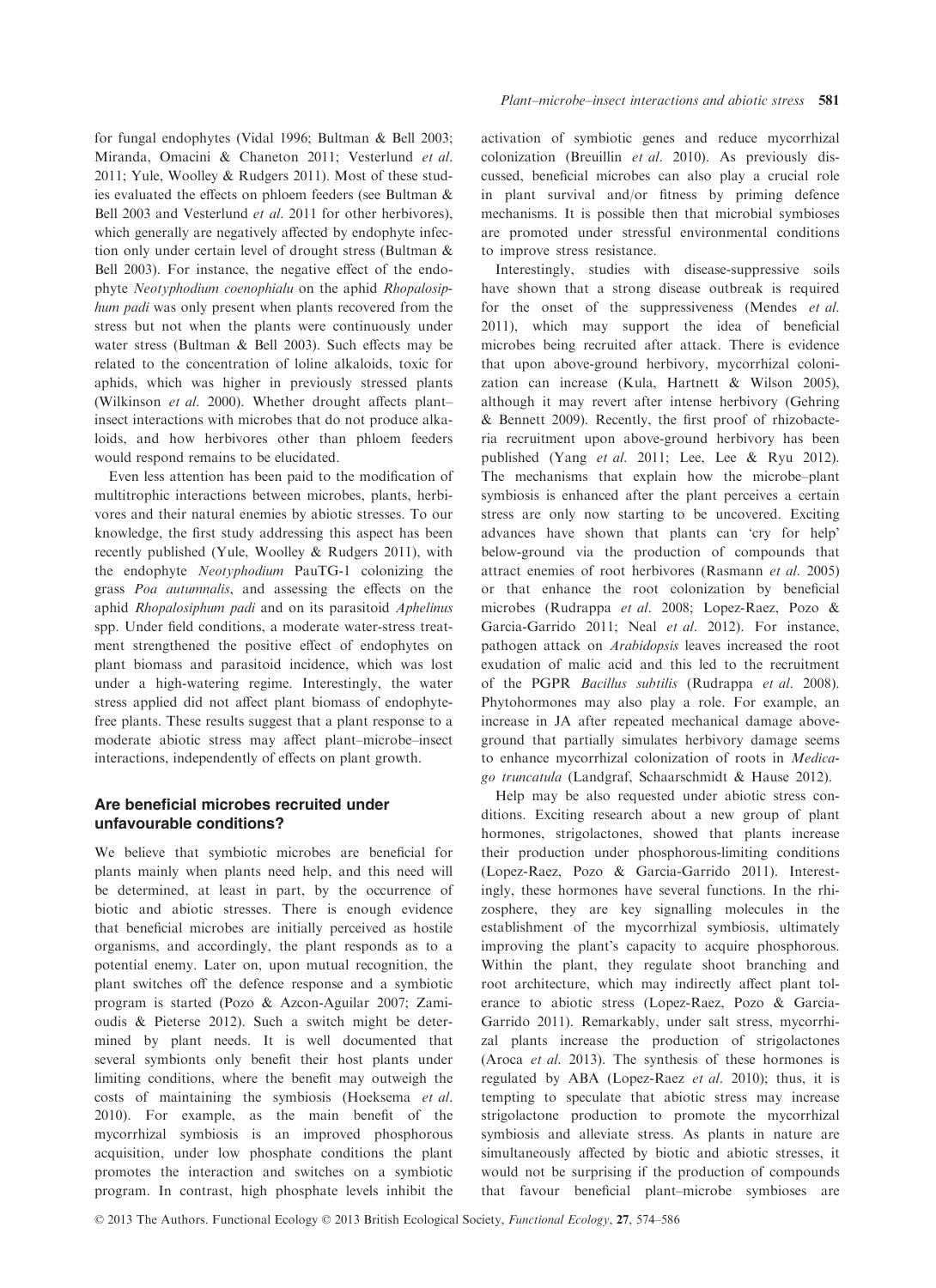for fungal endophytes (Vidal 1996; Bultman & Bell 2003; Miranda, Omacini & Chaneton 2011; Vesterlund *et al.* 2011; Yule, Woolley & Rudgers 2011). Most of these studies evaluated the effects on phloem feeders (see Bultman & Bell 2003 and Vesterlund *et al.* 2011 for other herbivores), which generally are negatively affected by endophyte infection only under certain level of drought stress (Bultman & Bell 2003). For instance, the negative effect of the endophyte *Neotyphodium coenophialu* on the aphid *Rhopalosiphum padi* was only present when plants recovered from the stress but not when the plants were continuously under water stress (Bultman & Bell 2003). Such effects may be related to the concentration of loline alkaloids, toxic for aphids, which was higher in previously stressed plants (Wilkinson *et al.* 2000). Whether drought affects plant–insect interactions with microbes that do not produce alkaloids, and how herbivores other than phloem feeders would respond remains to be elucidated.

Even less attention has been paid to the modification of multitrophic interactions between microbes, plants, herbivores and their natural enemies by abiotic stresses. To our knowledge, the first study addressing this aspect has been recently published (Yule, Woolley & Rudgers 2011), with the endophyte *Neotyphodium* PauTG-1 colonizing the grass *Poa autumnalis*, and assessing the effects on the aphid *Rhopalosiphum padi* and on its parasitoid *Aphelinus* spp. Under field conditions, a moderate water-stress treatment strengthened the positive effect of endophytes on plant biomass and parasitoid incidence, which was lost under a high-watering regime. Interestingly, the water stress applied did not affect plant biomass of endophyte-free plants. These results suggest that a plant response to a moderate abiotic stress may affect plant–microbe–insect interactions, independently of effects on plant growth.

## Are beneficial microbes recruited under unfavourable conditions?

We believe that symbiotic microbes are beneficial for plants mainly when plants need help, and this need will be determined, at least in part, by the occurrence of biotic and abiotic stresses. There is enough evidence that beneficial microbes are initially perceived as hostile organisms, and accordingly, the plant responds as to a potential enemy. Later on, upon mutual recognition, the plant switches off the defence response and a symbiotic program is started (Pozo & Azcon-Aguilar 2007; Zamioudis & Pieterse 2012). Such a switch might be determined by plant needs. It is well documented that several symbionts only benefit their host plants under limiting conditions, where the benefit may outweigh the costs of maintaining the symbiosis (Hoeksema *et al.* 2010). For example, as the main benefit of the mycorrhizal symbiosis is an improved phosphorous acquisition, under low phosphate conditions the plant promotes the interaction and switches on a symbiotic program. In contrast, high phosphate levels inhibit the activation of symbiotic genes and reduce mycorrhizal colonization (Breuillin *et al.* 2010). As previously discussed, beneficial microbes can also play a crucial role in plant survival and/or fitness by priming defence mechanisms. It is possible then that microbial symbioses are promoted under stressful environmental conditions to improve stress resistance.

Interestingly, studies with disease-suppressive soils have shown that a strong disease outbreak is required for the onset of the suppressiveness (Mendes *et al.* 2011), which may support the idea of beneficial microbes being recruited after attack. There is evidence that upon above-ground herbivory, mycorrhizal colonization can increase (Kula, Hartnett & Wilson 2005), although it may revert after intense herbivory (Gehring & Bennett 2009). Recently, the first proof of rhizobacteria recruitment upon above-ground herbivory has been published (Yang *et al.* 2011; Lee, Lee & Ryu 2012). The mechanisms that explain how the microbe–plant symbiosis is enhanced after the plant perceives a certain stress are only now starting to be uncovered. Exciting advances have shown that plants can 'cry for help' below-ground via the production of compounds that attract enemies of root herbivores (Rasmann *et al.* 2005) or that enhance the root colonization by beneficial microbes (Rudrappa *et al.* 2008; Lopez-Raez, Pozo & Garcia-Garrido 2011; Neal *et al.* 2012). For instance, pathogen attack on *Arabidopsis* leaves increased the root exudation of malic acid and this led to the recruitment of the PGPR *Bacillus subtilis* (Rudrappa *et al.* 2008). Phytohormones may also play a role. For example, an increase in JA after repeated mechanical damage above-ground that partially simulates herbivory damage seems to enhance mycorrhizal colonization of roots in *Medicago truncatula* (Landgraf, Schaarschmidt & Hause 2012).

Help may be also requested under abiotic stress conditions. Exciting research about a new group of plant hormones, strigolactones, showed that plants increase their production under phosphorous-limiting conditions (Lopez-Raez, Pozo & Garcia-Garrido 2011). Interestingly, these hormones have several functions. In the rhizosphere, they are key signalling molecules in the establishment of the mycorrhizal symbiosis, ultimately improving the plant's capacity to acquire phosphorous. Within the plant, they regulate shoot branching and root architecture, which may indirectly affect plant tolerance to abiotic stress (Lopez-Raez, Pozo & Garcia-Garrido 2011). Remarkably, under salt stress, mycorrhizal plants increase the production of strigolactones (Aroca *et al.* 2013). The synthesis of these hormones is regulated by ABA (Lopez-Raez *et al.* 2010); thus, it is tempting to speculate that abiotic stress may increase strigolactone production to promote the mycorrhizal symbiosis and alleviate stress. As plants in nature are simultaneously affected by biotic and abiotic stresses, it would not be surprising if the production of compounds that favour beneficial plant–microbe symbioses are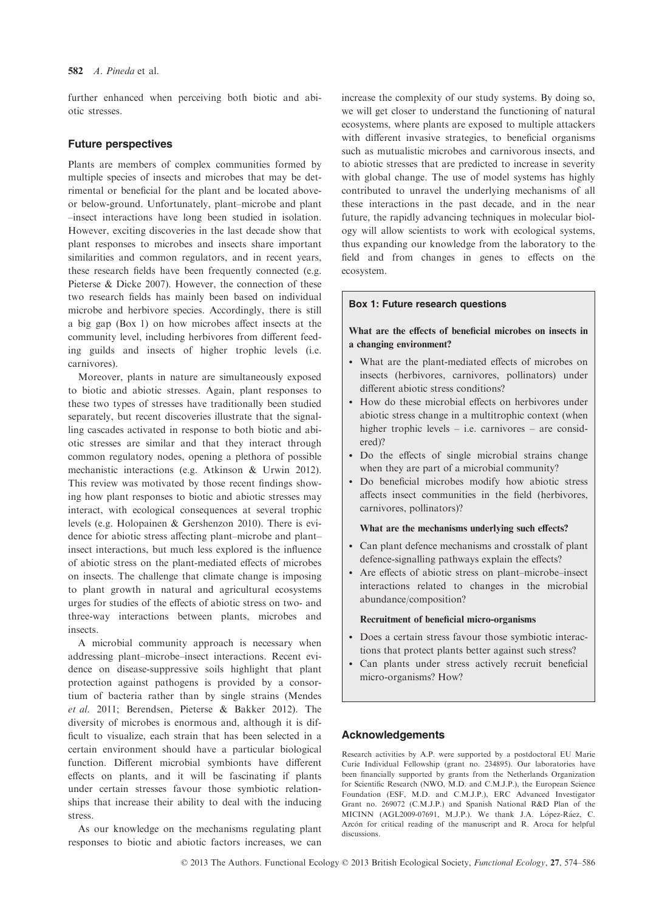further enhanced when perceiving both biotic and abiotic stresses.

## Future perspectives

Plants are members of complex communities formed by multiple species of insects and microbes that may be detrimental or beneficial for the plant and be located above- or below-ground. Unfortunately, plant–microbe and plant–insect interactions have long been studied in isolation. However, exciting discoveries in the last decade show that plant responses to microbes and insects share important similarities and common regulators, and in recent years, these research fields have been frequently connected (e.g. Pieterse & Dicke 2007). However, the connection of these two research fields has mainly been based on individual microbe and herbivore species. Accordingly, there is still a big gap (Box 1) on how microbes affect insects at the community level, including herbivores from different feeding guilds and insects of higher trophic levels (i.e. carnivores).

Moreover, plants in nature are simultaneously exposed to biotic and abiotic stresses. Again, plant responses to these two types of stresses have traditionally been studied separately, but recent discoveries illustrate that the signalling cascades activated in response to both biotic and abiotic stresses are similar and that they interact through common regulatory nodes, opening a plethora of possible mechanistic interactions (e.g. Atkinson & Urwin 2012). This review was motivated by those recent findings showing how plant responses to biotic and abiotic stresses may interact, with ecological consequences at several trophic levels (e.g. Holopainen & Gershenzon 2010). There is evidence for abiotic stress affecting plant–microbe and plant–insect interactions, but much less explored is the influence of abiotic stress on the plant-mediated effects of microbes on insects. The challenge that climate change is imposing to plant growth in natural and agricultural ecosystems urges for studies of the effects of abiotic stress on two- and three-way interactions between plants, microbes and insects.

A microbial community approach is necessary when addressing plant–microbe–insect interactions. Recent evidence on disease-suppressive soils highlight that plant protection against pathogens is provided by a consortium of bacteria rather than by single strains (Mendes *et al.* 2011; Berendsen, Pieterse & Bakker 2012). The diversity of microbes is enormous and, although it is difficult to visualize, each strain that has been selected in a certain environment should have a particular biological function. Different microbial symbionts have different effects on plants, and it will be fascinating if plants under certain stresses favour those symbiotic relationships that increase their ability to deal with the inducing stress.

As our knowledge on the mechanisms regulating plant responses to biotic and abiotic factors increases, we can increase the complexity of our study systems. By doing so, we will get closer to understand the functioning of natural ecosystems, where plants are exposed to multiple attackers with different invasive strategies, to beneficial organisms such as mutualistic microbes and carnivorous insects, and to abiotic stresses that are predicted to increase in severity with global change. The use of model systems has highly contributed to unravel the underlying mechanisms of all these interactions in the past decade, and in the near future, the rapidly advancing techniques in molecular biology will allow scientists to work with ecological systems, thus expanding our knowledge from the laboratory to the field and from changes in genes to effects on the ecosystem.

### Box 1: Future research questions

**What are the effects of beneficial microbes on insects in a changing environment?**

- What are the plant-mediated effects of microbes on insects (herbivores, carnivores, pollinators) under different abiotic stress conditions?
- How do these microbial effects on herbivores under abiotic stress change in a multitrophic context (when higher trophic levels – i.e. carnivores – are considered)?
- Do the effects of single microbial strains change when they are part of a microbial community?
- Do beneficial microbes modify how abiotic stress affects insect communities in the field (herbivores, carnivores, pollinators)?

**What are the mechanisms underlying such effects?**

- Can plant defence mechanisms and crosstalk of plant defence-signalling pathways explain the effects?
- Are effects of abiotic stress on plant–microbe–insect interactions related to changes in the microbial abundance/composition?

**Recruitment of beneficial micro-organisms**

- Does a certain stress favour those symbiotic interactions that protect plants better against such stress?
- Can plants under stress actively recruit beneficial micro-organisms? How?

## Acknowledgements

Research activities by A.P. were supported by a postdoctoral EU Marie Curie Individual Fellowship (grant no. 234895). Our laboratories have been financially supported by grants from the Netherlands Organization for Scientific Research (NWO, M.D. and C.M.J.P.), the European Science Foundation (ESF, M.D. and C.M.J.P.), ERC Advanced Investigator Grant no. 269072 (C.M.J.P.) and Spanish National R&D Plan of the MICINN (AGL2009-07691, M.J.P.). We thank J.A. López-Ráez, C. Azcón for critical reading of the manuscript and R. Aroca for helpful discussions.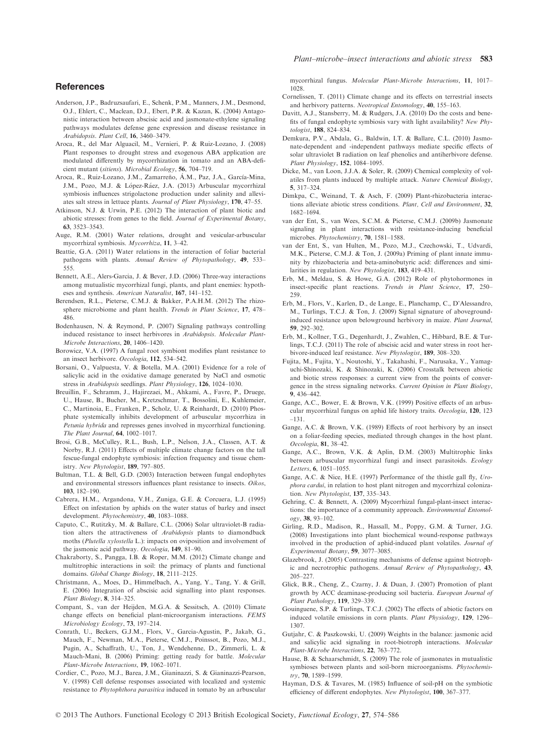## References

Anderson, J.P., Badruzsaufari, E., Schenk, P.M., Manners, J.M., Desmond, O.J., Ehlert, C., Maclean, D.J., Ebert, P.R. & Kazan, K. (2004) Antagonistic interaction between abscisic acid and jasmonate-ethylene signaling pathways modulates defense gene expression and disease resistance in *Arabidopsis*. *Plant Cell*, **16**, 3460–3479.

Aroca, R., del Mar Alguacil, M., Vernieri, P. & Ruiz-Lozano, J. (2008) Plant responses to drought stress and exogenous ABA application are modulated differently by mycorrhization in tomato and an ABA-deficient mutant (*sitiens*). *Microbial Ecology*, **56**, 704–719.

Aroca, R., Ruiz-Lozano, J.M., Zamarreño, Á.M., Paz, J.A., García-Mina, J.M., Pozo, M.J. & López-Ráez, J.A. (2013) Arbuscular mycorrhizal symbiosis influences strigolactone production under salinity and alleviates salt stress in lettuce plants. *Journal of Plant Physiology*, **170**, 47–55.

Atkinson, N.J. & Urwin, P.E. (2012) The interaction of plant biotic and abiotic stresses: from genes to the field. *Journal of Experimental Botany*, **63**, 3523–3543.

Auge, R.M. (2001) Water relations, drought and vesicular-arbuscular mycorrhizal symbiosis. *Mycorrhiza*, **11**, 3–42.

Beattie, G.A. (2011) Water relations in the interaction of foliar bacterial pathogens with plants. *Annual Review of Phytopathology*, **49**, 533–555.

Bennett, A.E., Alers-Garcia, J. & Bever, J.D. (2006) Three-way interactions among mutualistic mycorrhizal fungi, plants, and plant enemies: hypotheses and synthesis. *American Naturalist*, **167**, 141–152.

Berendsen, R.L., Pieterse, C.M.J. & Bakker, P.A.H.M. (2012) The rhizosphere microbiome and plant health. *Trends in Plant Science*, **17**, 478–486.

Bodenhausen, N. & Reymond, P. (2007) Signaling pathways controlling induced resistance to insect herbivores in *Arabidopsis*. *Molecular Plant-Microbe Interactions*, **20**, 1406–1420.

Borowicz, V.A. (1997) A fungal root symbiont modifies plant resistance to an insect herbivore. *Oecologia*, **112**, 534–542.

Borsani, O., Valpuesta, V. & Botella, M.A. (2001) Evidence for a role of salicylic acid in the oxidative damage generated by NaCl and osmotic stress in *Arabidopsis* seedlings. *Plant Physiology*, **126**, 1024–1030.

Breuillin, F., Schramm, J., Hajirezaei, M., Ahkami, A., Favre, P., Druege, U., Hause, B., Bucher, M., Kretzschmar, T., Bossolini, E., Kuhlemeier, C., Martinoia, E., Franken, P., Scholz, U. & Reinhardt, D. (2010) Phosphate systemically inhibits development of arbuscular mycorrhiza in *Petunia hybrida* and represses genes involved in mycorrhizal functioning. *The Plant Journal*, **64**, 1002–1017.

Brosi, G.B., McCulley, R.L., Bush, L.P., Nelson, J.A., Classen, A.T. & Norby, R.J. (2011) Effects of multiple climate change factors on the tall fescue-fungal endophyte symbiosis: infection frequency and tissue chemistry. *New Phytologist*, **189**, 797–805.

Bultman, T.L. & Bell, G.D. (2003) Interaction between fungal endophytes and environmental stressors influences plant resistance to insects. *Oikos*, **103**, 182–190.

Cabrera, H.M., Argandona, V.H., Zuniga, G.E. & Corcuera, L.J. (1995) Effect on infestation by aphids on the water status of barley and insect development. *Phytochemistry*, **40**, 1083–1088.

Caputo, C., Rutitzky, M. & Ballare, C.L. (2006) Solar ultraviolet-B radiation alters the attractiveness of *Arabidopsis* plants to diamondback moths (*Plutella xylostella* L.): impacts on oviposition and involvement of the jasmonic acid pathway. *Oecologia*, **149**, 81–90.

Chakraborty, S., Pangga, I.B. & Roper, M.M. (2012) Climate change and multitrophic interactions in soil: the primacy of plants and functional domains. *Global Change Biology*, **18**, 2111–2125.

Christmann, A., Moes, D., Himmelbach, A., Yang, Y., Tang, Y. & Grill, E. (2006) Integration of abscisic acid signalling into plant responses. *Plant Biology*, **8**, 314–325.

Compant, S., van der Heijden, M.G.A. & Sessitsch, A. (2010) Climate change effects on beneficial plant-microorganism interactions. *FEMS Microbiology Ecology*, **73**, 197–214.

Conrath, U., Beckers, G.J.M., Flors, V., Garcia-Agustin, P., Jakab, G., Mauch, F., Newman, M.A., Pieterse, C.M.J., Poinssot, B., Pozo, M.J., Pugin, A., Schaffrath, U., Ton, J., Wendehenne, D., Zimmerli, L. & Mauch-Mani, B. (2006) Priming: getting ready for battle. *Molecular Plant-Microbe Interactions*, **19**, 1062–1071.

Cordier, C., Pozo, M.J., Barea, J.M., Gianinazzi, S. & Gianinazzi-Pearson, V. (1998) Cell defense responses associated with localized and systemic resistance to *Phytophthora parasitica* induced in tomato by an arbuscular mycorrhizal fungus. *Molecular Plant-Microbe Interactions*, **11**, 1017–1028.

Cornelissen, T. (2011) Climate change and its effects on terrestrial insects and herbivory patterns. *Neotropical Entomology*, **40**, 155–163.

Davitt, A.J., Stansberry, M. & Rudgers, J.A. (2010) Do the costs and benefits of fungal endophyte symbiosis vary with light availability? *New Phytologist*, **188**, 824–834.

Demkura, P.V., Abdala, G., Baldwin, I.T. & Ballare, C.L. (2010) Jasmonate-dependent and -independent pathways mediate specific effects of solar ultraviolet B radiation on leaf phenolics and antiherbivore defense. *Plant Physiology*, **152**, 1084–1095.

Dicke, M., van Loon, J.J.A. & Soler, R. (2009) Chemical complexity of volatiles from plants induced by multiple attack. *Nature Chemical Biology*, **5**, 317–324.

Dimkpa, C., Weinand, T. & Asch, F. (2009) Plant-rhizobacteria interactions alleviate abiotic stress conditions. *Plant, Cell and Environment*, **32**, 1682–1694.

van der Ent, S., van Wees, S.C.M. & Pieterse, C.M.J. (2009b) Jasmonate signaling in plant interactions with resistance-inducing beneficial microbes. *Phytochemistry*, **70**, 1581–1588.

van der Ent, S., van Hulten, M., Pozo, M.J., Czechowski, T., Udvardi, M.K., Pieterse, C.M.J. & Ton, J. (2009a) Priming of plant innate immunity by rhizobacteria and beta-aminobutyric acid: differences and similarities in regulation. *New Phytologist*, **183**, 419–431.

Erb, M., Meldau, S. & Howe, G.A. (2012) Role of phytohormones in insect-specific plant reactions. *Trends in Plant Science*, **17**, 250–259.

Erb, M., Flors, V., Karlen, D., de Lange, E., Planchamp, C., D'Alessandro, M., Turlings, T.C.J. & Ton, J. (2009) Signal signature of aboveground-induced resistance upon belowground herbivory in maize. *Plant Journal*, **59**, 292–302.

Erb, M., Kollner, T.G., Degenhardt, J., Zwahlen, C., Hibbard, B.E. & Turlings, T.C.J. (2011) The role of abscisic acid and water stress in root herbivore-induced leaf resistance. *New Phytologist*, **189**, 308–320.

Fujita, M., Fujita, Y., Noutoshi, Y., Takahashi, F., Narusaka, Y., Yamaguchi-Shinozaki, K. & Shinozaki, K. (2006) Crosstalk between abiotic and biotic stress responses: a current view from the points of convergence in the stress signaling networks. *Current Opinion in Plant Biology*, **9**, 436–442.

Gange, A.C., Bower, E. & Brown, V.K. (1999) Positive effects of an arbuscular mycorrhizal fungus on aphid life history traits. *Oecologia*, **120**, 123–131.

Gange, A.C. & Brown, V.K. (1989) Effects of root herbivory by an insect on a foliar-feeding species, mediated through changes in the host plant. *Oecologia*, **81**, 38–42.

Gange, A.C., Brown, V.K. & Aplin, D.M. (2003) Multitrophic links between arbuscular mycorrhizal fungi and insect parasitoids. *Ecology Letters*, **6**, 1051–1055.

Gange, A.C. & Nice, H.E. (1997) Performance of the thistle gall fly, *Urophora cardui*, in relation to host plant nitrogen and mycorrhizal colonization. *New Phytologist*, **137**, 335–343.

Gehring, C. & Bennett, A. (2009) Mycorrhizal fungal-plant-insect interactions: the importance of a community approach. *Environmental Entomology*, **38**, 93–102.

Girling, R.D., Madison, R., Hassall, M., Poppy, G.M. & Turner, J.G. (2008) Investigations into plant biochemical wound-response pathways involved in the production of aphid-induced plant volatiles. *Journal of Experimental Botany*, **59**, 3077–3085.

Glazebrook, J. (2005) Contrasting mechanisms of defense against biotrophic and necrotrophic pathogens. *Annual Review of Phytopathology*, **43**, 205–227.

Glick, B.R., Cheng, Z., Czarny, J. & Duan, J. (2007) Promotion of plant growth by ACC deaminase-producing soil bacteria. *European Journal of Plant Pathology*, **119**, 329–339.

Gouinguene, S.P. & Turlings, T.C.J. (2002) The effects of abiotic factors on induced volatile emissions in corn plants. *Plant Physiology*, **129**, 1296–1307.

Gutjahr, C. & Paszkowski, U. (2009) Weights in the balance: jasmonic acid and salicylic acid signaling in root-biotroph interactions. *Molecular Plant-Microbe Interactions*, **22**, 763–772.

Hause, B. & Schaarschmidt, S. (2009) The role of jasmonates in mutualistic symbioses between plants and soil-born microorganisms. *Phytochemistry*, **70**, 1589–1599.

Hayman, D.S. & Tavares, M. (1985) Influence of soil-pH on the symbiotic efficiency of different endophytes. *New Phytologist*, **100**, 367–377.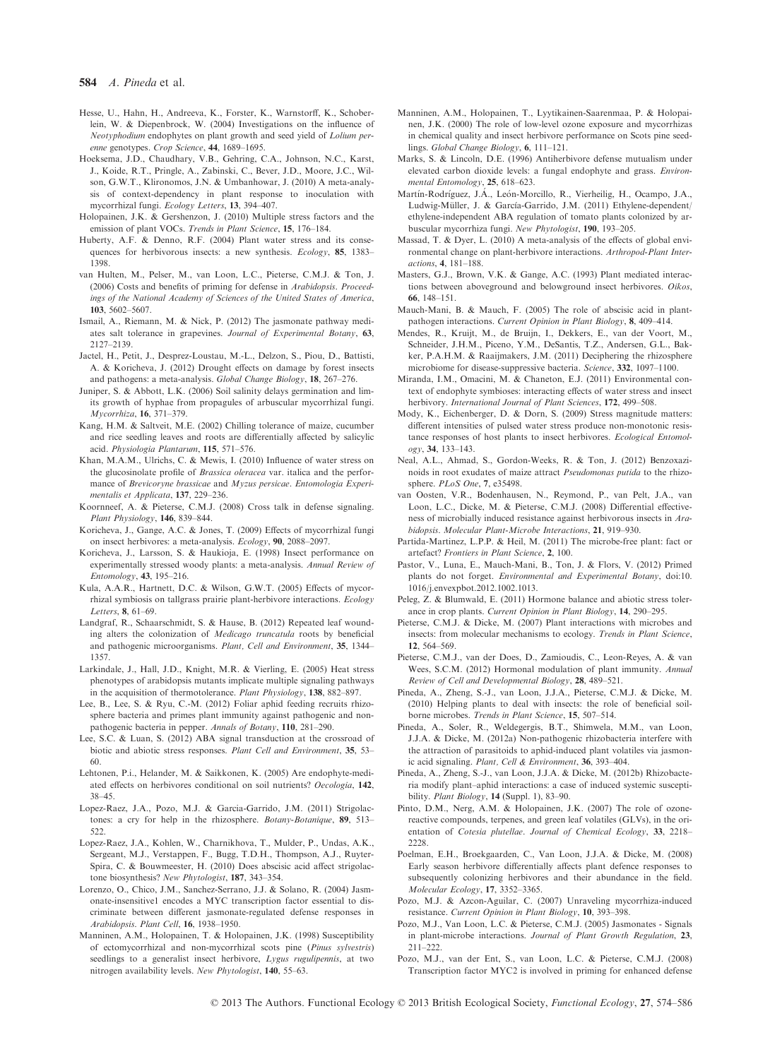Hesse, U., Hahn, H., Andreeva, K., Forster, K., Warnstorff, K., Schoberlein, W. & Diepenbrock, W. (2004) Investigations on the influence of *Neotyphodium* endophytes on plant growth and seed yield of *Lolium perenne* genotypes. *Crop Science*, **44**, 1689–1695.

Hoeksema, J.D., Chaudhary, V.B., Gehring, C.A., Johnson, N.C., Karst, J., Koide, R.T., Pringle, A., Zabinski, C., Bever, J.D., Moore, J.C., Wilson, G.W.T., Klironomos, J.N. & Umbanhowar, J. (2010) A meta-analysis of context-dependency in plant response to inoculation with mycorrhizal fungi. *Ecology Letters*, **13**, 394–407.

Holopainen, J.K. & Gershenzon, J. (2010) Multiple stress factors and the emission of plant VOCs. *Trends in Plant Science*, **15**, 176–184.

Huberty, A.F. & Denno, R.F. (2004) Plant water stress and its consequences for herbivorous insects: a new synthesis. *Ecology*, **85**, 1383–1398.

van Hulten, M., Pelser, M., van Loon, L.C., Pieterse, C.M.J. & Ton, J. (2006) Costs and benefits of priming for defense in *Arabidopsis*. *Proceedings of the National Academy of Sciences of the United States of America*, **103**, 5602–5607.

Ismail, A., Riemann, M. & Nick, P. (2012) The jasmonate pathway mediates salt tolerance in grapevines. *Journal of Experimental Botany*, **63**, 2127–2139.

Jactel, H., Petit, J., Desprez-Loustau, M.-L., Delzon, S., Piou, D., Battisti, A. & Koricheva, J. (2012) Drought effects on damage by forest insects and pathogens: a meta-analysis. *Global Change Biology*, **18**, 267–276.

Juniper, S. & Abbott, L.K. (2006) Soil salinity delays germination and limits growth of hyphae from propagules of arbuscular mycorrhizal fungi. *Mycorrhiza*, **16**, 371–379.

Kang, H.M. & Saltveit, M.E. (2002) Chilling tolerance of maize, cucumber and rice seedling leaves and roots are differentially affected by salicylic acid. *Physiologia Plantarum*, **115**, 571–576.

Khan, M.A.M., Ulrichs, C. & Mewis, I. (2010) Influence of water stress on the glucosinolate profile of *Brassica oleracea* var. italica and the performance of *Brevicoryne brassicae* and *Myzus persicae*. *Entomologia Experimentalis et Applicata*, **137**, 229–236.

Koornneef, A. & Pieterse, C.M.J. (2008) Cross talk in defense signaling. *Plant Physiology*, **146**, 839–844.

Koricheva, J., Gange, A.C. & Jones, T. (2009) Effects of mycorrhizal fungi on insect herbivores: a meta-analysis. *Ecology*, **90**, 2088–2097.

Koricheva, J., Larsson, S. & Haukioja, E. (1998) Insect performance on experimentally stressed woody plants: a meta-analysis. *Annual Review of Entomology*, **43**, 195–216.

Kula, A.A.R., Hartnett, D.C. & Wilson, G.W.T. (2005) Effects of mycorrhizal symbiosis on tallgrass prairie plant-herbivore interactions. *Ecology Letters*, **8**, 61–69.

Landgraf, R., Schaarschmidt, S. & Hause, B. (2012) Repeated leaf wounding alters the colonization of *Medicago truncatula* roots by beneficial and pathogenic microorganisms. *Plant, Cell and Environment*, **35**, 1344–1357.

Larkindale, J., Hall, J.D., Knight, M.R. & Vierling, E. (2005) Heat stress phenotypes of arabidopsis mutants implicate multiple signaling pathways in the acquisition of thermotolerance. *Plant Physiology*, **138**, 882–897.

Lee, B., Lee, S. & Ryu, C.-M. (2012) Foliar aphid feeding recruits rhizosphere bacteria and primes plant immunity against pathogenic and non-pathogenic bacteria in pepper. *Annals of Botany*, **110**, 281–290.

Lee, S.C. & Luan, S. (2012) ABA signal transduction at the crossroad of biotic and abiotic stress responses. *Plant Cell and Environment*, **35**, 53–60.

Lehtonen, P.i., Helander, M. & Saikkonen, K. (2005) Are endophyte-mediated effects on herbivores conditional on soil nutrients? *Oecologia*, **142**, 38–45.

Lopez-Raez, J.A., Pozo, M.J. & Garcia-Garrido, J.M. (2011) Strigolactones: a cry for help in the rhizosphere. *Botany-Botanique*, **89**, 513–522.

Lopez-Raez, J.A., Kohlen, W., Charnikhova, T., Mulder, P., Undas, A.K., Sergeant, M.J., Verstappen, F., Bugg, T.D.H., Thompson, A.J., Ruyter-Spira, C. & Bouwmeester, H. (2010) Does abscisic acid affect strigolactone biosynthesis? *New Phytologist*, **187**, 343–354.

Lorenzo, O., Chico, J.M., Sanchez-Serrano, J.J. & Solano, R. (2004) Jasmonate-insensitive1 encodes a MYC transcription factor essential to discriminate between different jasmonate-regulated defense responses in *Arabidopsis*. *Plant Cell*, **16**, 1938–1950.

Manninen, A.M., Holopainen, T. & Holopainen, J.K. (1998) Susceptibility of ectomycorrhizal and non-mycorrhizal scots pine (*Pinus sylvestris*) seedlings to a generalist insect herbivore, *Lygus rugulipennis*, at two nitrogen availability levels. *New Phytologist*, **140**, 55–63.

Manninen, A.M., Holopainen, T., Lyytikainen-Saarenmaa, P. & Holopainen, J.K. (2000) The role of low-level ozone exposure and mycorrhizas in chemical quality and insect herbivore performance on Scots pine seedlings. *Global Change Biology*, **6**, 111–121.

Marks, S. & Lincoln, D.E. (1996) Antiherbivore defense mutualism under elevated carbon dioxide levels: a fungal endophyte and grass. *Environmental Entomology*, **25**, 618–623.

Martín-Rodríguez, J.Á., León-Morcillo, R., Vierheilig, H., Ocampo, J.A., Ludwig-Müller, J. & García-Garrido, J.M. (2011) Ethylene-dependent/ethylene-independent ABA regulation of tomato plants colonized by arbuscular mycorrhiza fungi. *New Phytologist*, **190**, 193–205.

Massad, T. & Dyer, L. (2010) A meta-analysis of the effects of global environmental change on plant-herbivore interactions. *Arthropod-Plant Interactions*, **4**, 181–188.

Masters, G.J., Brown, V.K. & Gange, A.C. (1993) Plant mediated interactions between aboveground and belowground insect herbivores. *Oikos*, **66**, 148–151.

Mauch-Mani, B. & Mauch, F. (2005) The role of abscisic acid in plant-pathogen interactions. *Current Opinion in Plant Biology*, **8**, 409–414.

Mendes, R., Kruijt, M., de Bruijn, I., Dekkers, E., van der Voort, M., Schneider, J.H.M., Piceno, Y.M., DeSantis, T.Z., Andersen, G.L., Bakker, P.A.H.M. & Raaijmakers, J.M. (2011) Deciphering the rhizosphere microbiome for disease-suppressive bacteria. *Science*, **332**, 1097–1100.

Miranda, I.M., Omacini, M. & Chaneton, E.J. (2011) Environmental context of endophyte symbioses: interacting effects of water stress and insect herbivory. *International Journal of Plant Sciences*, **172**, 499–508.

Mody, K., Eichenberger, D. & Dorn, S. (2009) Stress magnitude matters: different intensities of pulsed water stress produce non-monotonic resistance responses of host plants to insect herbivores. *Ecological Entomology*, **34**, 133–143.

Neal, A.L., Ahmad, S., Gordon-Weeks, R. & Ton, J. (2012) Benzoxazinoids in root exudates of maize attract *Pseudomonas putida* to the rhizosphere. *PLoS One*, **7**, e35498.

van Oosten, V.R., Bodenhausen, N., Reymond, P., van Pelt, J.A., van Loon, L.C., Dicke, M. & Pieterse, C.M.J. (2008) Differential effectiveness of microbially induced resistance against herbivorous insects in *Arabidopsis*. *Molecular Plant-Microbe Interactions*, **21**, 919–930.

Partida-Martinez, L.P.P. & Heil, M. (2011) The microbe-free plant: fact or artefact? *Frontiers in Plant Science*, **2**, 100.

Pastor, V., Luna, E., Mauch-Mani, B., Ton, J. & Flors, V. (2012) Primed plants do not forget. *Environmental and Experimental Botany*, doi:10.1016/j.envexpbot.2012.1002.1013.

Peleg, Z. & Blumwald, E. (2011) Hormone balance and abiotic stress tolerance in crop plants. *Current Opinion in Plant Biology*, **14**, 290–295.

Pieterse, C.M.J. & Dicke, M. (2007) Plant interactions with microbes and insects: from molecular mechanisms to ecology. *Trends in Plant Science*, **12**, 564–569.

Pieterse, C.M.J., van der Does, D., Zamioudis, C., Leon-Reyes, A. & van Wees, S.C.M. (2012) Hormonal modulation of plant immunity. *Annual Review of Cell and Developmental Biology*, **28**, 489–521.

Pineda, A., Zheng, S.-J., van Loon, J.J.A., Pieterse, C.M.J. & Dicke, M. (2010) Helping plants to deal with insects: the role of beneficial soil-borne microbes. *Trends in Plant Science*, **15**, 507–514.

Pineda, A., Soler, R., Weldegergis, B.T., Shimwela, M.M., van Loon, J.J.A. & Dicke, M. (2012a) Non-pathogenic rhizobacteria interfere with the attraction of parasitoids to aphid-induced plant volatiles via jasmonic acid signaling. *Plant, Cell & Environment*, **36**, 393–404.

Pineda, A., Zheng, S.-J., van Loon, J.J.A. & Dicke, M. (2012b) Rhizobacteria modify plant–aphid interactions: a case of induced systemic susceptibility. *Plant Biology*, **14** (Suppl. 1), 83–90.

Pinto, D.M., Nerg, A.M. & Holopainen, J.K. (2007) The role of ozone-reactive compounds, terpenes, and green leaf volatiles (GLVs), in the orientation of *Cotesia plutellae*. *Journal of Chemical Ecology*, **33**, 2218–2228.

Poelman, E.H., Broekgaarden, C., Van Loon, J.J.A. & Dicke, M. (2008) Early season herbivore differentially affects plant defence responses to subsequently colonizing herbivores and their abundance in the field. *Molecular Ecology*, **17**, 3352–3365.

Pozo, M.J. & Azcon-Aguilar, C. (2007) Unraveling mycorrhiza-induced resistance. *Current Opinion in Plant Biology*, **10**, 393–398.

Pozo, M.J., Van Loon, L.C. & Pieterse, C.M.J. (2005) Jasmonates - Signals in plant-microbe interactions. *Journal of Plant Growth Regulation*, **23**, 211–222.

Pozo, M.J., van der Ent, S., van Loon, L.C. & Pieterse, C.M.J. (2008) Transcription factor MYC2 is involved in priming for enhanced defense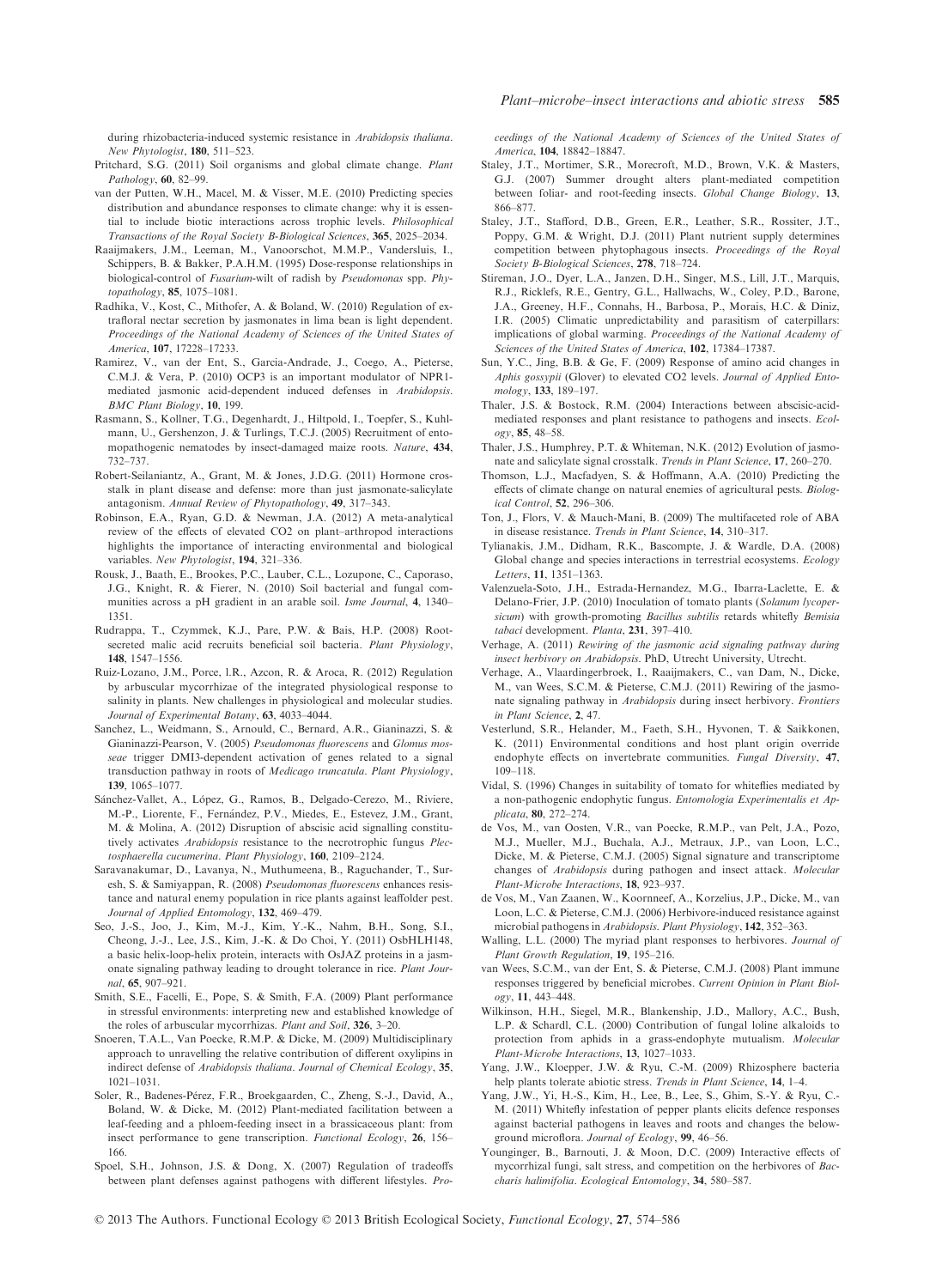during rhizobacteria-induced systemic resistance in *Arabidopsis thaliana*. *New Phytologist*, **180**, 511–523.

Pritchard, S.G. (2011) Soil organisms and global climate change. *Plant Pathology*, **60**, 82–99.

van der Putten, W.H., Macel, M. & Visser, M.E. (2010) Predicting species distribution and abundance responses to climate change: why it is essential to include biotic interactions across trophic levels. *Philosophical Transactions of the Royal Society B-Biological Sciences*, **365**, 2025–2034.

Raaijmakers, J.M., Leeman, M., Vanoorschot, M.M.P., Vandersluis, I., Schippers, B. & Bakker, P.A.H.M. (1995) Dose-response relationships in biological-control of *Fusarium*-wilt of radish by *Pseudomonas* spp. *Phytopathology*, **85**, 1075–1081.

Radhika, V., Kost, C., Mithofer, A. & Boland, W. (2010) Regulation of extrafloral nectar secretion by jasmonates in lima bean is light dependent. *Proceedings of the National Academy of Sciences of the United States of America*, **107**, 17228–17233.

Ramirez, V., van der Ent, S., Garcia-Andrade, J., Coego, A., Pieterse, C.M.J. & Vera, P. (2010) OCP3 is an important modulator of NPR1-mediated jasmonic acid-dependent induced defenses in *Arabidopsis*. *BMC Plant Biology*, **10**, 199.

Rasmann, S., Kollner, T.G., Degenhardt, J., Hiltpold, I., Toepfer, S., Kuhlmann, U., Gershenzon, J. & Turlings, T.C.J. (2005) Recruitment of entomopathogenic nematodes by insect-damaged maize roots. *Nature*, **434**, 732–737.

Robert-Seilaniantz, A., Grant, M. & Jones, J.D.G. (2011) Hormone crosstalk in plant disease and defense: more than just jasmonate-salicylate antagonism. *Annual Review of Phytopathology*, **49**, 317–343.

Robinson, E.A., Ryan, G.D. & Newman, J.A. (2012) A meta-analytical review of the effects of elevated CO2 on plant–arthropod interactions highlights the importance of interacting environmental and biological variables. *New Phytologist*, **194**, 321–336.

Rousk, J., Baath, E., Brookes, P.C., Lauber, C.L., Lozupone, C., Caporaso, J.G., Knight, R. & Fierer, N. (2010) Soil bacterial and fungal communities across a pH gradient in an arable soil. *Isme Journal*, **4**, 1340–1351.

Rudrappa, T., Czymmek, K.J., Pare, P.W. & Bais, H.P. (2008) Root-secreted malic acid recruits beneficial soil bacteria. *Plant Physiology*, **148**, 1547–1556.

Ruiz-Lozano, J.M., Porce, l.R., Azcon, R. & Aroca, R. (2012) Regulation by arbuscular mycorrhizae of the integrated physiological response to salinity in plants. New challenges in physiological and molecular studies. *Journal of Experimental Botany*, **63**, 4033–4044.

Sanchez, L., Weidmann, S., Arnould, C., Bernard, A.R., Gianinazzi, S. & Gianinazzi-Pearson, V. (2005) *Pseudomonas fluorescens* and *Glomus mosseae* trigger DMI3-dependent activation of genes related to a signal transduction pathway in roots of *Medicago truncatula*. *Plant Physiology*, **139**, 1065–1077.

Sánchez-Vallet, A., López, G., Ramos, B., Delgado-Cerezo, M., Riviere, M.-P., Liorente, F., Fernández, P.V., Miedes, E., Estevez, J.M., Grant, M. & Molina, A. (2012) Disruption of abscisic acid signalling constitutively activates *Arabidopsis* resistance to the necrotrophic fungus *Plectosphaerella cucumerina*. *Plant Physiology*, **160**, 2109–2124.

Saravanakumar, D., Lavanya, N., Muthumeena, B., Raguchander, T., Suresh, S. & Samiyappan, R. (2008) *Pseudomonas fluorescens* enhances resistance and natural enemy population in rice plants against leaffolder pest. *Journal of Applied Entomology*, **132**, 469–479.

Seo, J.-S., Joo, J., Kim, M.-J., Kim, Y.-K., Nahm, B.H., Song, S.I., Cheong, J.-J., Lee, J.S., Kim, J.-K. & Do Choi, Y. (2011) OsbHLH148, a basic helix-loop-helix protein, interacts with OsJAZ proteins in a jasmonate signaling pathway leading to drought tolerance in rice. *Plant Journal*, **65**, 907–921.

Smith, S.E., Facelli, E., Pope, S. & Smith, F.A. (2009) Plant performance in stressful environments: interpreting new and established knowledge of the roles of arbuscular mycorrhizas. *Plant and Soil*, **326**, 3–20.

Snoeren, T.A.L., Van Poecke, R.M.P. & Dicke, M. (2009) Multidisciplinary approach to unravelling the relative contribution of different oxylipins in indirect defense of *Arabidopsis thaliana*. *Journal of Chemical Ecology*, **35**, 1021–1031.

Soler, R., Badenes-Pérez, F.R., Broekgaarden, C., Zheng, S.-J., David, A., Boland, W. & Dicke, M. (2012) Plant-mediated facilitation between a leaf-feeding and a phloem-feeding insect in a brassicaceous plant: from insect performance to gene transcription. *Functional Ecology*, **26**, 156–166.

Spoel, S.H., Johnson, J.S. & Dong, X. (2007) Regulation of tradeoffs between plant defenses against pathogens with different lifestyles. *Proceedings of the National Academy of Sciences of the United States of America*, **104**, 18842–18847.

Staley, J.T., Mortimer, S.R., Morecroft, M.D., Brown, V.K. & Masters, G.J. (2007) Summer drought alters plant-mediated competition between foliar- and root-feeding insects. *Global Change Biology*, **13**, 866–877.

Staley, J.T., Stafford, D.B., Green, E.R., Leather, S.R., Rossiter, J.T., Poppy, G.M. & Wright, D.J. (2011) Plant nutrient supply determines competition between phytophagous insects. *Proceedings of the Royal Society B-Biological Sciences*, **278**, 718–724.

Stireman, J.O., Dyer, L.A., Janzen, D.H., Singer, M.S., Lill, J.T., Marquis, R.J., Ricklefs, R.E., Gentry, G.L., Hallwachs, W., Coley, P.D., Barone, J.A., Greeney, H.F., Connahs, H., Barbosa, P., Morais, H.C. & Diniz, I.R. (2005) Climatic unpredictability and parasitism of caterpillars: implications of global warming. *Proceedings of the National Academy of Sciences of the United States of America*, **102**, 17384–17387.

Sun, Y.C., Jing, B.B. & Ge, F. (2009) Response of amino acid changes in *Aphis gossypii* (Glover) to elevated CO2 levels. *Journal of Applied Entomology*, **133**, 189–197.

Thaler, J.S. & Bostock, R.M. (2004) Interactions between abscisic-acid-mediated responses and plant resistance to pathogens and insects. *Ecology*, **85**, 48–58.

Thaler, J.S., Humphrey, P.T. & Whiteman, N.K. (2012) Evolution of jasmonate and salicylate signal crosstalk. *Trends in Plant Science*, **17**, 260–270.

Thomson, L.J., Macfadyen, S. & Hoffmann, A.A. (2010) Predicting the effects of climate change on natural enemies of agricultural pests. *Biological Control*, **52**, 296–306.

Ton, J., Flors, V. & Mauch-Mani, B. (2009) The multifaceted role of ABA in disease resistance. *Trends in Plant Science*, **14**, 310–317.

Tylianakis, J.M., Didham, R.K., Bascompte, J. & Wardle, D.A. (2008) Global change and species interactions in terrestrial ecosystems. *Ecology Letters*, **11**, 1351–1363.

Valenzuela-Soto, J.H., Estrada-Hernandez, M.G., Ibarra-Laclette, E. & Delano-Frier, J.P. (2010) Inoculation of tomato plants (*Solanum lycopersicum*) with growth-promoting *Bacillus subtilis* retards whitefly *Bemisia tabaci* development. *Planta*, **231**, 397–410.

Verhage, A. (2011) *Rewiring of the jasmonic acid signaling pathway during insect herbivory on Arabidopsis*. PhD, Utrecht University, Utrecht.

Verhage, A., Vlaardingerbroek, I., Raaijmakers, C., van Dam, N., Dicke, M., van Wees, S.C.M. & Pieterse, C.M.J. (2011) Rewiring of the jasmonate signaling pathway in *Arabidopsis* during insect herbivory. *Frontiers in Plant Science*, **2**, 47.

Vesterlund, S.R., Helander, M., Faeth, S.H., Hyvonen, T. & Saikkonen, K. (2011) Environmental conditions and host plant origin override endophyte effects on invertebrate communities. *Fungal Diversity*, **47**, 109–118.

Vidal, S. (1996) Changes in suitability of tomato for whiteflies mediated by a non-pathogenic endophytic fungus. *Entomologia Experimentalis et Applicata*, **80**, 272–274.

de Vos, M., van Oosten, V.R., van Poecke, R.M.P., van Pelt, J.A., Pozo, M.J., Mueller, M.J., Buchala, A.J., Metraux, J.P., van Loon, L.C., Dicke, M. & Pieterse, C.M.J. (2005) Signal signature and transcriptome changes of *Arabidopsis* during pathogen and insect attack. *Molecular Plant-Microbe Interactions*, **18**, 923–937.

de Vos, M., Van Zaanen, W., Koornneef, A., Korzelius, J.P., Dicke, M., van Loon, L.C. & Pieterse, C.M.J. (2006) Herbivore-induced resistance against microbial pathogens in *Arabidopsis*. *Plant Physiology*, **142**, 352–363.

Walling, L.L. (2000) The myriad plant responses to herbivores. *Journal of Plant Growth Regulation*, **19**, 195–216.

van Wees, S.C.M., van der Ent, S. & Pieterse, C.M.J. (2008) Plant immune responses triggered by beneficial microbes. *Current Opinion in Plant Biology*, **11**, 443–448.

Wilkinson, H.H., Siegel, M.R., Blankenship, J.D., Mallory, A.C., Bush, L.P. & Schardl, C.L. (2000) Contribution of fungal loline alkaloids to protection from aphids in a grass-endophyte mutualism. *Molecular Plant-Microbe Interactions*, **13**, 1027–1033.

Yang, J.W., Kloepper, J.W. & Ryu, C.-M. (2009) Rhizosphere bacteria help plants tolerate abiotic stress. *Trends in Plant Science*, **14**, 1–4.

Yang, J.W., Yi, H.-S., Kim, H., Lee, B., Lee, S., Ghim, S.-Y. & Ryu, C.-M. (2011) Whitefly infestation of pepper plants elicits defence responses against bacterial pathogens in leaves and roots and changes the below-ground microflora. *Journal of Ecology*, **99**, 46–56.

Younginger, B., Barnouti, J. & Moon, D.C. (2009) Interactive effects of mycorrhizal fungi, salt stress, and competition on the herbivores of *Baccharis halimifolia*. *Ecological Entomology*, **34**, 580–587.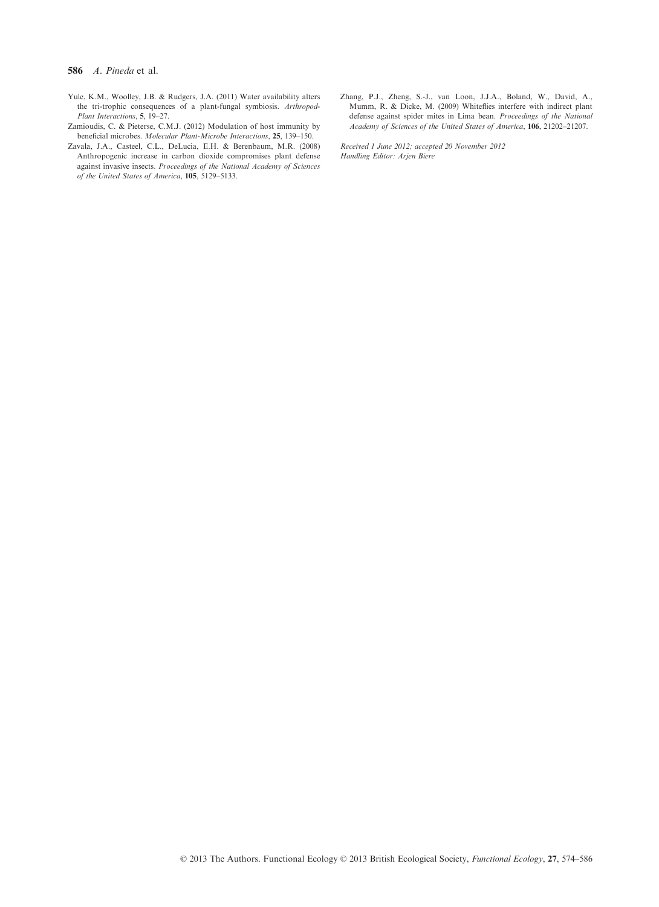Yule, K.M., Woolley, J.B. & Rudgers, J.A. (2011) Water availability alters the tri-trophic consequences of a plant-fungal symbiosis. *Arthropod-Plant Interactions*, **5**, 19–27.

Zamioudis, C. & Pieterse, C.M.J. (2012) Modulation of host immunity by beneficial microbes. *Molecular Plant-Microbe Interactions*, **25**, 139–150.

Zavala, J.A., Casteel, C.L., DeLucia, E.H. & Berenbaum, M.R. (2008) Anthropogenic increase in carbon dioxide compromises plant defense against invasive insects. *Proceedings of the National Academy of Sciences of the United States of America*, **105**, 5129–5133.

Zhang, P.J., Zheng, S.-J., van Loon, J.J.A., Boland, W., David, A., Mumm, R. & Dicke, M. (2009) Whiteflies interfere with indirect plant defense against spider mites in Lima bean. *Proceedings of the National Academy of Sciences of the United States of America*, **106**, 21202–21207.

*Received 1 June 2012; accepted 20 November 2012*
*Handling Editor: Arjen Biere*